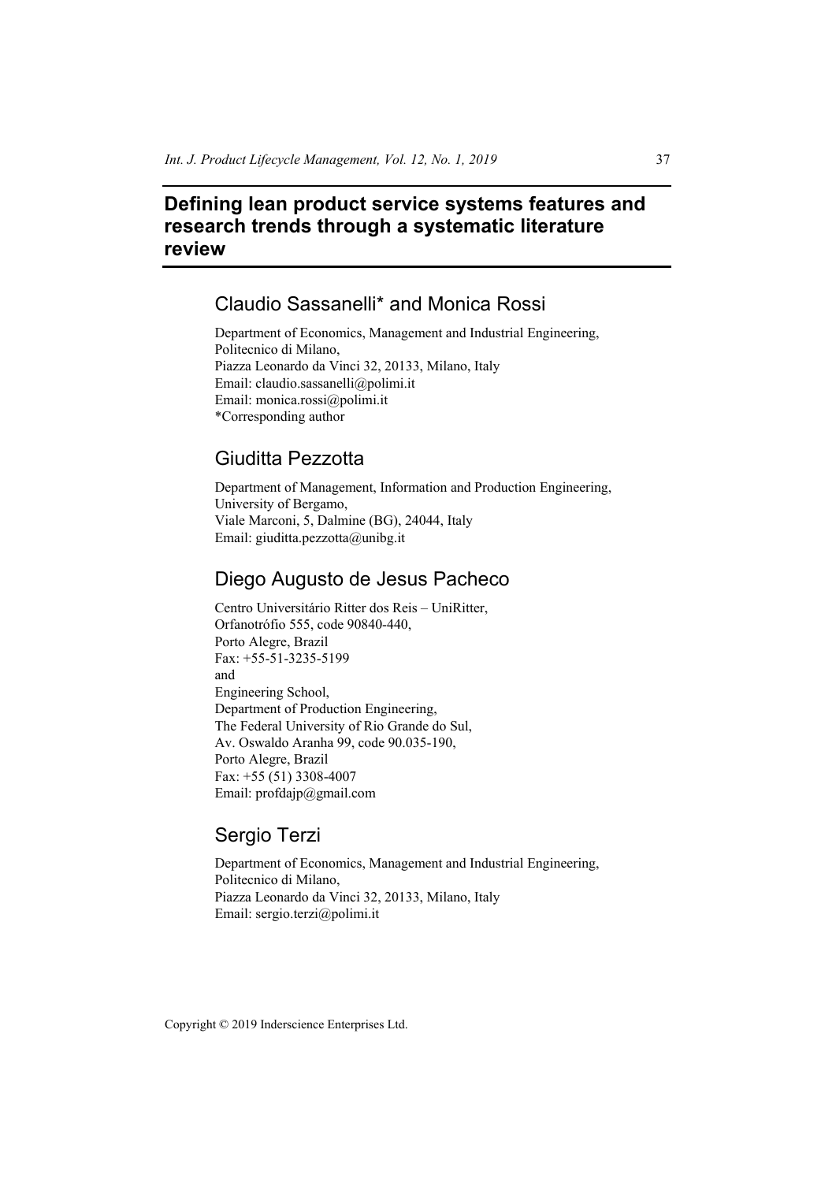# Defining lean product service systems features and research trends through a systematic literature review

## Claudio Sassanelli* and Monica Rossi

Department of Economics, Management and Industrial Engineering,
Politecnico di Milano,
Piazza Leonardo da Vinci 32, 20133, Milano, Italy
Email: claudio.sassanelli@polimi.it
Email: monica.rossi@polimi.it
*Corresponding author

## Giuditta Pezzotta

Department of Management, Information and Production Engineering,
University of Bergamo,
Viale Marconi, 5, Dalmine (BG), 24044, Italy
Email: giuditta.pezzotta@unibg.it

## Diego Augusto de Jesus Pacheco

Centro Universitário Ritter dos Reis – UniRitter,
Orfanotrófio 555, code 90840-440,
Porto Alegre, Brazil
Fax: +55-51-3235-5199
and
Engineering School,
Department of Production Engineering,
The Federal University of Rio Grande do Sul,
Av. Oswaldo Aranha 99, code 90.035-190,
Porto Alegre, Brazil
Fax: +55 (51) 3308-4007
Email: profdajp@gmail.com

## Sergio Terzi

Department of Economics, Management and Industrial Engineering,
Politecnico di Milano,
Piazza Leonardo da Vinci 32, 20133, Milano, Italy
Email: sergio.terzi@polimi.it

Copyright © 2019 Inderscience Enterprises Ltd.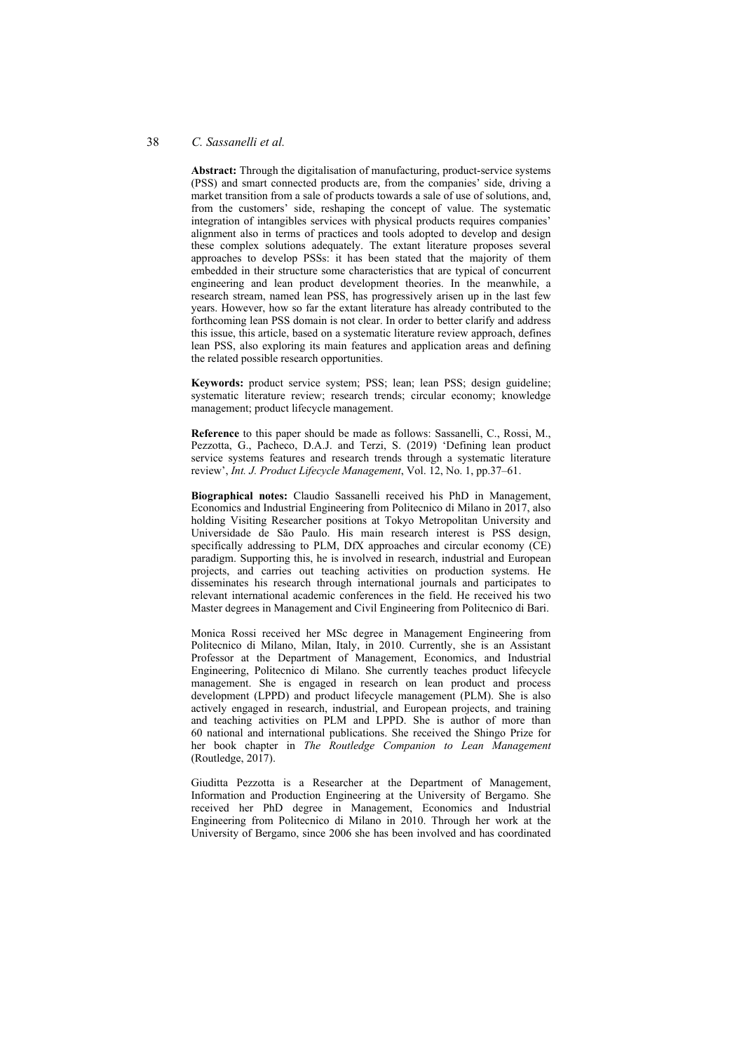**Abstract:** Through the digitalisation of manufacturing, product-service systems (PSS) and smart connected products are, from the companies' side, driving a market transition from a sale of products towards a sale of use of solutions, and, from the customers' side, reshaping the concept of value. The systematic integration of intangibles services with physical products requires companies' alignment also in terms of practices and tools adopted to develop and design these complex solutions adequately. The extant literature proposes several approaches to develop PSSs: it has been stated that the majority of them embedded in their structure some characteristics that are typical of concurrent engineering and lean product development theories. In the meanwhile, a research stream, named lean PSS, has progressively arisen up in the last few years. However, how so far the extant literature has already contributed to the forthcoming lean PSS domain is not clear. In order to better clarify and address this issue, this article, based on a systematic literature review approach, defines lean PSS, also exploring its main features and application areas and defining the related possible research opportunities.

**Keywords:** product service system; PSS; lean; lean PSS; design guideline; systematic literature review; research trends; circular economy; knowledge management; product lifecycle management.

**Reference** to this paper should be made as follows: Sassanelli, C., Rossi, M., Pezzotta, G., Pacheco, D.A.J. and Terzi, S. (2019) 'Defining lean product service systems features and research trends through a systematic literature review', *Int. J. Product Lifecycle Management*, Vol. 12, No. 1, pp.37–61.

**Biographical notes:** Claudio Sassanelli received his PhD in Management, Economics and Industrial Engineering from Politecnico di Milano in 2017, also holding Visiting Researcher positions at Tokyo Metropolitan University and Universidade de São Paulo. His main research interest is PSS design, specifically addressing to PLM, DfX approaches and circular economy (CE) paradigm. Supporting this, he is involved in research, industrial and European projects, and carries out teaching activities on production systems. He disseminates his research through international journals and participates to relevant international academic conferences in the field. He received his two Master degrees in Management and Civil Engineering from Politecnico di Bari.

Monica Rossi received her MSc degree in Management Engineering from Politecnico di Milano, Milan, Italy, in 2010. Currently, she is an Assistant Professor at the Department of Management, Economics, and Industrial Engineering, Politecnico di Milano. She currently teaches product lifecycle management. She is engaged in research on lean product and process development (LPPD) and product lifecycle management (PLM). She is also actively engaged in research, industrial, and European projects, and training and teaching activities on PLM and LPPD. She is author of more than 60 national and international publications. She received the Shingo Prize for her book chapter in *The Routledge Companion to Lean Management* (Routledge, 2017).

Giuditta Pezzotta is a Researcher at the Department of Management, Information and Production Engineering at the University of Bergamo. She received her PhD degree in Management, Economics and Industrial Engineering from Politecnico di Milano in 2010. Through her work at the University of Bergamo, since 2006 she has been involved and has coordinated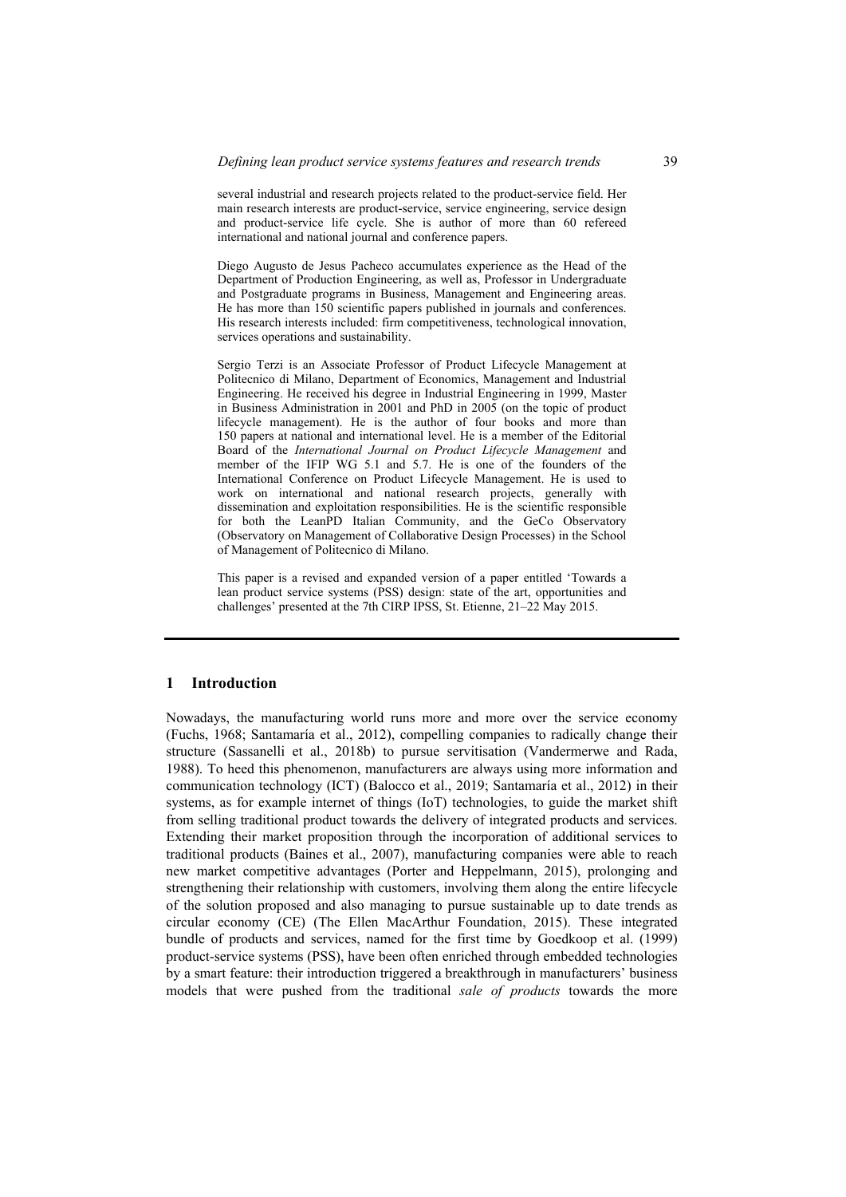several industrial and research projects related to the product-service field. Her main research interests are product-service, service engineering, service design and product-service life cycle. She is author of more than 60 refereed international and national journal and conference papers.

Diego Augusto de Jesus Pacheco accumulates experience as the Head of the Department of Production Engineering, as well as, Professor in Undergraduate and Postgraduate programs in Business, Management and Engineering areas. He has more than 150 scientific papers published in journals and conferences. His research interests included: firm competitiveness, technological innovation, services operations and sustainability.

Sergio Terzi is an Associate Professor of Product Lifecycle Management at Politecnico di Milano, Department of Economics, Management and Industrial Engineering. He received his degree in Industrial Engineering in 1999, Master in Business Administration in 2001 and PhD in 2005 (on the topic of product lifecycle management). He is the author of four books and more than 150 papers at national and international level. He is a member of the Editorial Board of the *International Journal on Product Lifecycle Management* and member of the IFIP WG 5.1 and 5.7. He is one of the founders of the International Conference on Product Lifecycle Management. He is used to work on international and national research projects, generally with dissemination and exploitation responsibilities. He is the scientific responsible for both the LeanPD Italian Community, and the GeCo Observatory (Observatory on Management of Collaborative Design Processes) in the School of Management of Politecnico di Milano.

This paper is a revised and expanded version of a paper entitled 'Towards a lean product service systems (PSS) design: state of the art, opportunities and challenges' presented at the 7th CIRP IPSS, St. Etienne, 21–22 May 2015.

## 1 Introduction

Nowadays, the manufacturing world runs more and more over the service economy (Fuchs, 1968; Santamaría et al., 2012), compelling companies to radically change their structure (Sassanelli et al., 2018b) to pursue servitisation (Vandermerwe and Rada, 1988). To heed this phenomenon, manufacturers are always using more information and communication technology (ICT) (Balocco et al., 2019; Santamaría et al., 2012) in their systems, as for example internet of things (IoT) technologies, to guide the market shift from selling traditional product towards the delivery of integrated products and services. Extending their market proposition through the incorporation of additional services to traditional products (Baines et al., 2007), manufacturing companies were able to reach new market competitive advantages (Porter and Heppelmann, 2015), prolonging and strengthening their relationship with customers, involving them along the entire lifecycle of the solution proposed and also managing to pursue sustainable up to date trends as circular economy (CE) (The Ellen MacArthur Foundation, 2015). These integrated bundle of products and services, named for the first time by Goedkoop et al. (1999) product-service systems (PSS), have been often enriched through embedded technologies by a smart feature: their introduction triggered a breakthrough in manufacturers' business models that were pushed from the traditional *sale of products* towards the more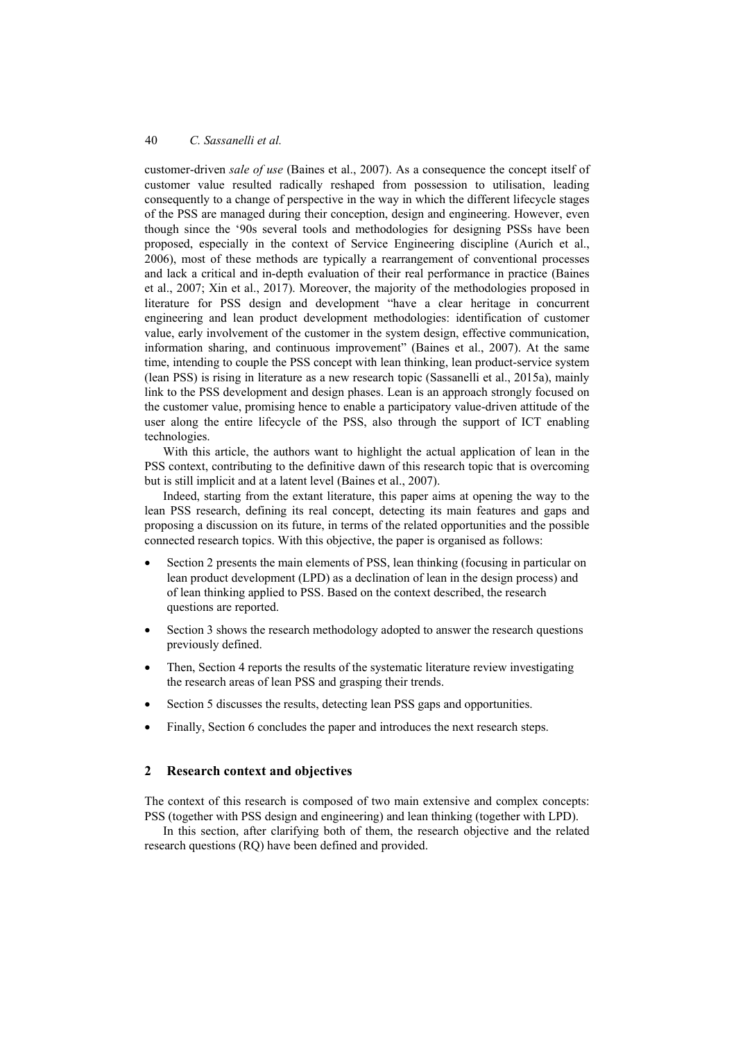customer-driven *sale of use* (Baines et al., 2007). As a consequence the concept itself of customer value resulted radically reshaped from possession to utilisation, leading consequently to a change of perspective in the way in which the different lifecycle stages of the PSS are managed during their conception, design and engineering. However, even though since the '90s several tools and methodologies for designing PSSs have been proposed, especially in the context of Service Engineering discipline (Aurich et al., 2006), most of these methods are typically a rearrangement of conventional processes and lack a critical and in-depth evaluation of their real performance in practice (Baines et al., 2007; Xin et al., 2017). Moreover, the majority of the methodologies proposed in literature for PSS design and development "have a clear heritage in concurrent engineering and lean product development methodologies: identification of customer value, early involvement of the customer in the system design, effective communication, information sharing, and continuous improvement" (Baines et al., 2007). At the same time, intending to couple the PSS concept with lean thinking, lean product-service system (lean PSS) is rising in literature as a new research topic (Sassanelli et al., 2015a), mainly link to the PSS development and design phases. Lean is an approach strongly focused on the customer value, promising hence to enable a participatory value-driven attitude of the user along the entire lifecycle of the PSS, also through the support of ICT enabling technologies.

With this article, the authors want to highlight the actual application of lean in the PSS context, contributing to the definitive dawn of this research topic that is overcoming but is still implicit and at a latent level (Baines et al., 2007).

Indeed, starting from the extant literature, this paper aims at opening the way to the lean PSS research, defining its real concept, detecting its main features and gaps and proposing a discussion on its future, in terms of the related opportunities and the possible connected research topics. With this objective, the paper is organised as follows:

- Section 2 presents the main elements of PSS, lean thinking (focusing in particular on lean product development (LPD) as a declination of lean in the design process) and of lean thinking applied to PSS. Based on the context described, the research questions are reported.
- Section 3 shows the research methodology adopted to answer the research questions previously defined.
- Then, Section 4 reports the results of the systematic literature review investigating the research areas of lean PSS and grasping their trends.
- Section 5 discusses the results, detecting lean PSS gaps and opportunities.
- Finally, Section 6 concludes the paper and introduces the next research steps.

## 2 Research context and objectives

The context of this research is composed of two main extensive and complex concepts: PSS (together with PSS design and engineering) and lean thinking (together with LPD).

In this section, after clarifying both of them, the research objective and the related research questions (RQ) have been defined and provided.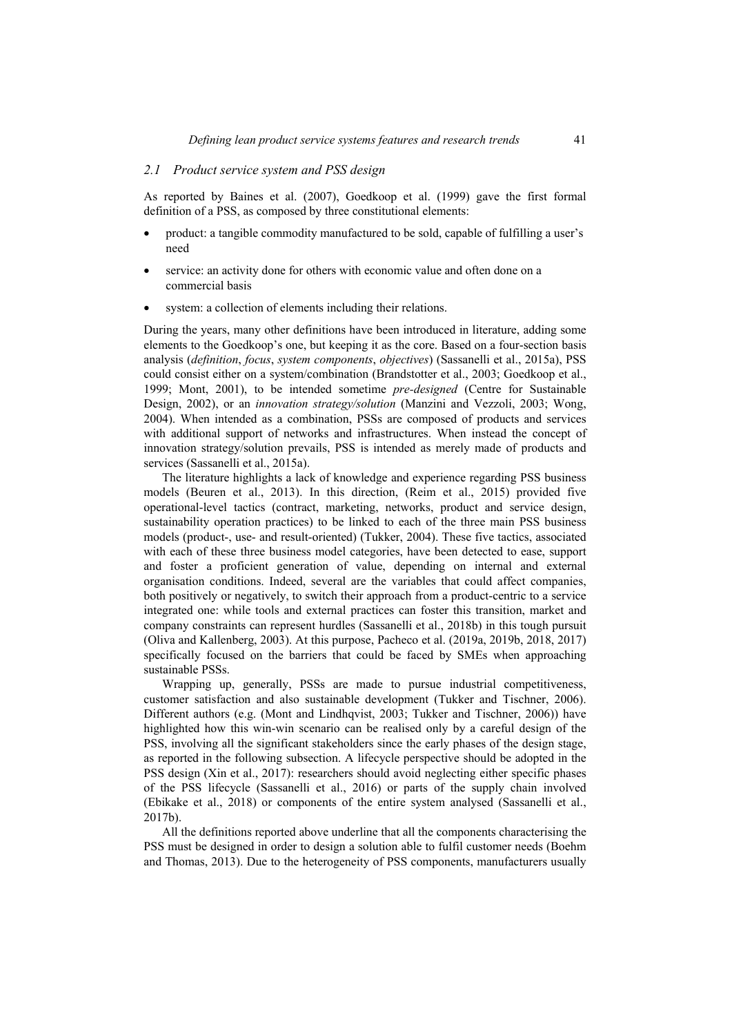### *2.1 Product service system and PSS design*

As reported by Baines et al. (2007), Goedkoop et al. (1999) gave the first formal definition of a PSS, as composed by three constitutional elements:

- product: a tangible commodity manufactured to be sold, capable of fulfilling a user's need
- service: an activity done for others with economic value and often done on a commercial basis
- system: a collection of elements including their relations.

During the years, many other definitions have been introduced in literature, adding some elements to the Goedkoop's one, but keeping it as the core. Based on a four-section basis analysis (*definition*, *focus*, *system components*, *objectives*) (Sassanelli et al., 2015a), PSS could consist either on a system/combination (Brandstotter et al., 2003; Goedkoop et al., 1999; Mont, 2001), to be intended sometime *pre-designed* (Centre for Sustainable Design, 2002), or an *innovation strategy/solution* (Manzini and Vezzoli, 2003; Wong, 2004). When intended as a combination, PSSs are composed of products and services with additional support of networks and infrastructures. When instead the concept of innovation strategy/solution prevails, PSS is intended as merely made of products and services (Sassanelli et al., 2015a).

The literature highlights a lack of knowledge and experience regarding PSS business models (Beuren et al., 2013). In this direction, (Reim et al., 2015) provided five operational-level tactics (contract, marketing, networks, product and service design, sustainability operation practices) to be linked to each of the three main PSS business models (product-, use- and result-oriented) (Tukker, 2004). These five tactics, associated with each of these three business model categories, have been detected to ease, support and foster a proficient generation of value, depending on internal and external organisation conditions. Indeed, several are the variables that could affect companies, both positively or negatively, to switch their approach from a product-centric to a service integrated one: while tools and external practices can foster this transition, market and company constraints can represent hurdles (Sassanelli et al., 2018b) in this tough pursuit (Oliva and Kallenberg, 2003). At this purpose, Pacheco et al. (2019a, 2019b, 2018, 2017) specifically focused on the barriers that could be faced by SMEs when approaching sustainable PSSs.

Wrapping up, generally, PSSs are made to pursue industrial competitiveness, customer satisfaction and also sustainable development (Tukker and Tischner, 2006). Different authors (e.g. (Mont and Lindhqvist, 2003; Tukker and Tischner, 2006)) have highlighted how this win-win scenario can be realised only by a careful design of the PSS, involving all the significant stakeholders since the early phases of the design stage, as reported in the following subsection. A lifecycle perspective should be adopted in the PSS design (Xin et al., 2017): researchers should avoid neglecting either specific phases of the PSS lifecycle (Sassanelli et al., 2016) or parts of the supply chain involved (Ebikake et al., 2018) or components of the entire system analysed (Sassanelli et al., 2017b).

All the definitions reported above underline that all the components characterising the PSS must be designed in order to design a solution able to fulfil customer needs (Boehm and Thomas, 2013). Due to the heterogeneity of PSS components, manufacturers usually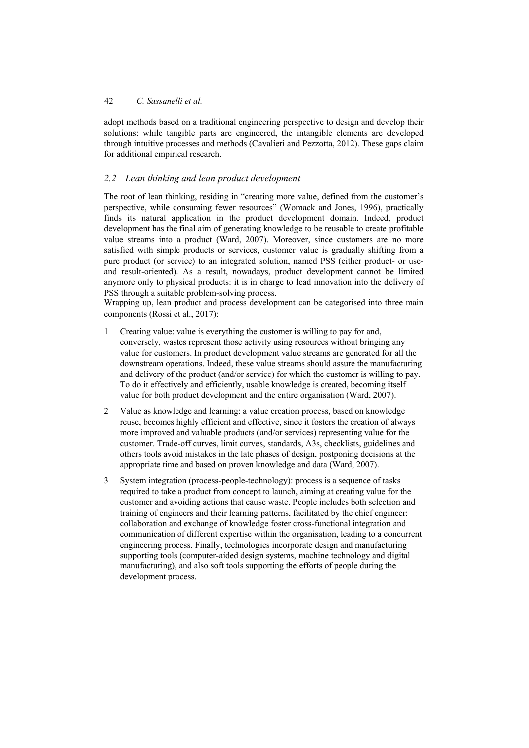adopt methods based on a traditional engineering perspective to design and develop their solutions: while tangible parts are engineered, the intangible elements are developed through intuitive processes and methods (Cavalieri and Pezzotta, 2012). These gaps claim for additional empirical research.

### *2.2 Lean thinking and lean product development*

The root of lean thinking, residing in "creating more value, defined from the customer's perspective, while consuming fewer resources" (Womack and Jones, 1996), practically finds its natural application in the product development domain. Indeed, product development has the final aim of generating knowledge to be reusable to create profitable value streams into a product (Ward, 2007). Moreover, since customers are no more satisfied with simple products or services, customer value is gradually shifting from a pure product (or service) to an integrated solution, named PSS (either product- or use- and result-oriented). As a result, nowadays, product development cannot be limited anymore only to physical products: it is in charge to lead innovation into the delivery of PSS through a suitable problem-solving process.

Wrapping up, lean product and process development can be categorised into three main components (Rossi et al., 2017):

1. Creating value: value is everything the customer is willing to pay for and, conversely, wastes represent those activity using resources without bringing any value for customers. In product development value streams are generated for all the downstream operations. Indeed, these value streams should assure the manufacturing and delivery of the product (and/or service) for which the customer is willing to pay. To do it effectively and efficiently, usable knowledge is created, becoming itself value for both product development and the entire organisation (Ward, 2007).
2. Value as knowledge and learning: a value creation process, based on knowledge reuse, becomes highly efficient and effective, since it fosters the creation of always more improved and valuable products (and/or services) representing value for the customer. Trade-off curves, limit curves, standards, A3s, checklists, guidelines and others tools avoid mistakes in the late phases of design, postponing decisions at the appropriate time and based on proven knowledge and data (Ward, 2007).
3. System integration (process-people-technology): process is a sequence of tasks required to take a product from concept to launch, aiming at creating value for the customer and avoiding actions that cause waste. People includes both selection and training of engineers and their learning patterns, facilitated by the chief engineer: collaboration and exchange of knowledge foster cross-functional integration and communication of different expertise within the organisation, leading to a concurrent engineering process. Finally, technologies incorporate design and manufacturing supporting tools (computer-aided design systems, machine technology and digital manufacturing), and also soft tools supporting the efforts of people during the development process.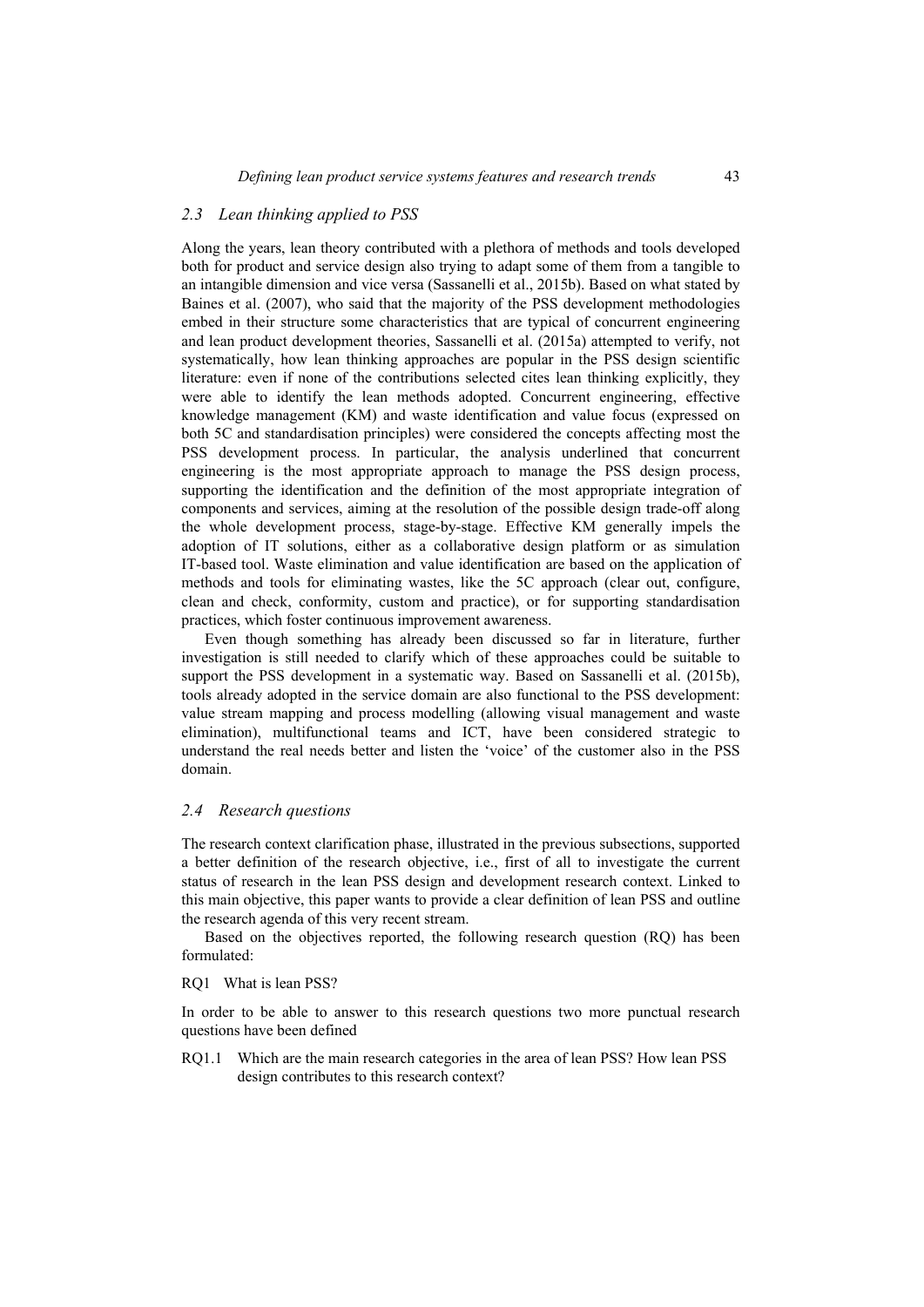### *2.3 Lean thinking applied to PSS*

Along the years, lean theory contributed with a plethora of methods and tools developed both for product and service design also trying to adapt some of them from a tangible to an intangible dimension and vice versa (Sassanelli et al., 2015b). Based on what stated by Baines et al. (2007), who said that the majority of the PSS development methodologies embed in their structure some characteristics that are typical of concurrent engineering and lean product development theories, Sassanelli et al. (2015a) attempted to verify, not systematically, how lean thinking approaches are popular in the PSS design scientific literature: even if none of the contributions selected cites lean thinking explicitly, they were able to identify the lean methods adopted. Concurrent engineering, effective knowledge management (KM) and waste identification and value focus (expressed on both 5C and standardisation principles) were considered the concepts affecting most the PSS development process. In particular, the analysis underlined that concurrent engineering is the most appropriate approach to manage the PSS design process, supporting the identification and the definition of the most appropriate integration of components and services, aiming at the resolution of the possible design trade-off along the whole development process, stage-by-stage. Effective KM generally impels the adoption of IT solutions, either as a collaborative design platform or as simulation IT-based tool. Waste elimination and value identification are based on the application of methods and tools for eliminating wastes, like the 5C approach (clear out, configure, clean and check, conformity, custom and practice), or for supporting standardisation practices, which foster continuous improvement awareness.

Even though something has already been discussed so far in literature, further investigation is still needed to clarify which of these approaches could be suitable to support the PSS development in a systematic way. Based on Sassanelli et al. (2015b), tools already adopted in the service domain are also functional to the PSS development: value stream mapping and process modelling (allowing visual management and waste elimination), multifunctional teams and ICT, have been considered strategic to understand the real needs better and listen the 'voice' of the customer also in the PSS domain.

### *2.4 Research questions*

The research context clarification phase, illustrated in the previous subsections, supported a better definition of the research objective, i.e., first of all to investigate the current status of research in the lean PSS design and development research context. Linked to this main objective, this paper wants to provide a clear definition of lean PSS and outline the research agenda of this very recent stream.

Based on the objectives reported, the following research question (RQ) has been formulated:

RQ1 What is lean PSS?

In order to be able to answer to this research questions two more punctual research questions have been defined

RQ1.1 Which are the main research categories in the area of lean PSS? How lean PSS design contributes to this research context?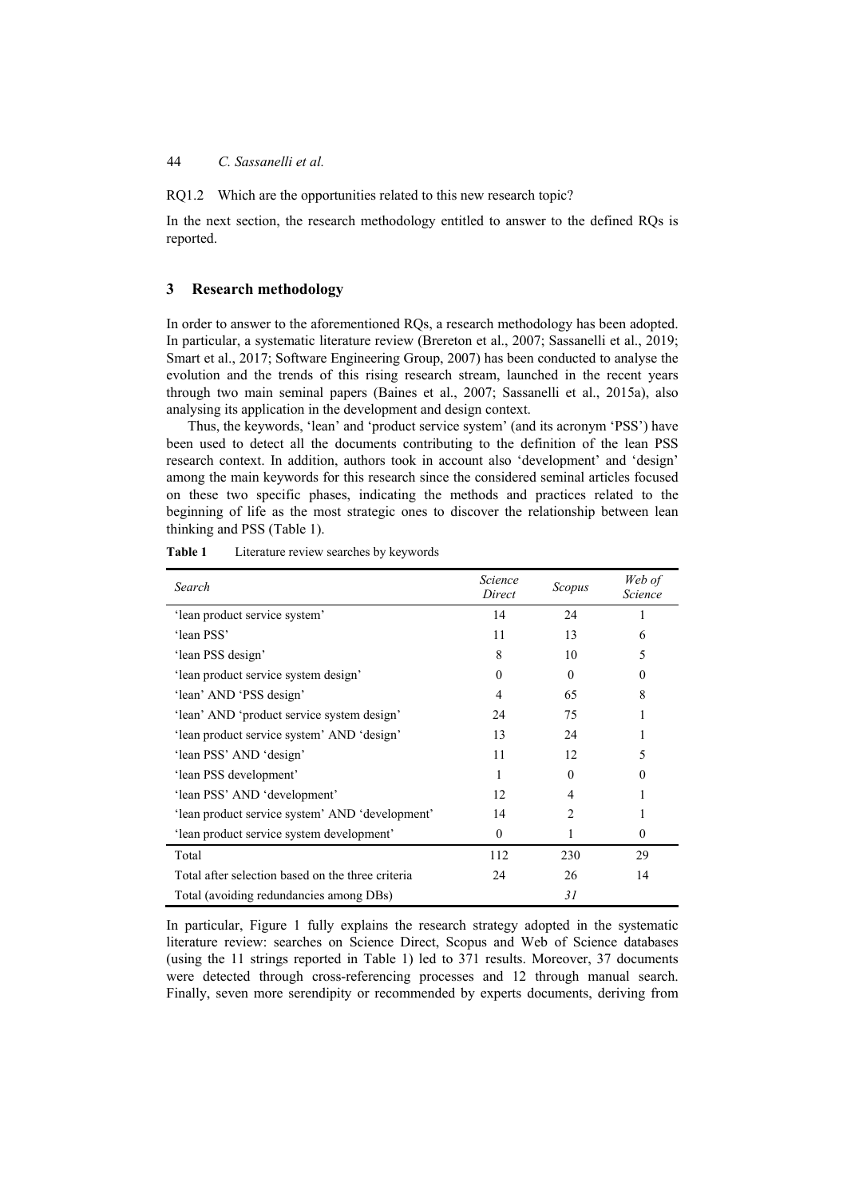RQ1.2 Which are the opportunities related to this new research topic?

In the next section, the research methodology entitled to answer to the defined RQs is reported.

## 3 Research methodology

In order to answer to the aforementioned RQs, a research methodology has been adopted. In particular, a systematic literature review (Brereton et al., 2007; Sassanelli et al., 2019; Smart et al., 2017; Software Engineering Group, 2007) has been conducted to analyse the evolution and the trends of this rising research stream, launched in the recent years through two main seminal papers (Baines et al., 2007; Sassanelli et al., 2015a), also analysing its application in the development and design context.

Thus, the keywords, 'lean' and 'product service system' (and its acronym 'PSS') have been used to detect all the documents contributing to the definition of the lean PSS research context. In addition, authors took in account also 'development' and 'design' among the main keywords for this research since the considered seminal articles focused on these two specific phases, indicating the methods and practices related to the beginning of life as the most strategic ones to discover the relationship between lean thinking and PSS (Table 1).

**Table 1** Literature review searches by keywords

| *Search* | *Science Direct* | *Scopus* | *Web of Science* |
|---|---|---|---|
| 'lean product service system' | 14 | 24 | 1 |
| 'lean PSS' | 11 | 13 | 6 |
| 'lean PSS design' | 8 | 10 | 5 |
| 'lean product service system design' | 0 | 0 | 0 |
| 'lean' AND 'PSS design' | 4 | 65 | 8 |
| 'lean' AND 'product service system design' | 24 | 75 | 1 |
| 'lean product service system' AND 'design' | 13 | 24 | 1 |
| 'lean PSS' AND 'design' | 11 | 12 | 5 |
| 'lean PSS development' | 1 | 0 | 0 |
| 'lean PSS' AND 'development' | 12 | 4 | 1 |
| 'lean product service system' AND 'development' | 14 | 2 | 1 |
| 'lean product service system development' | 0 | 1 | 0 |
| Total | 112 | 230 | 29 |
| Total after selection based on the three criteria | 24 | 26 | 14 |
| Total (avoiding redundancies among DBs) | | *31* | |

In particular, Figure 1 fully explains the research strategy adopted in the systematic literature review: searches on Science Direct, Scopus and Web of Science databases (using the 11 strings reported in Table 1) led to 371 results. Moreover, 37 documents were detected through cross-referencing processes and 12 through manual search. Finally, seven more serendipity or recommended by experts documents, deriving from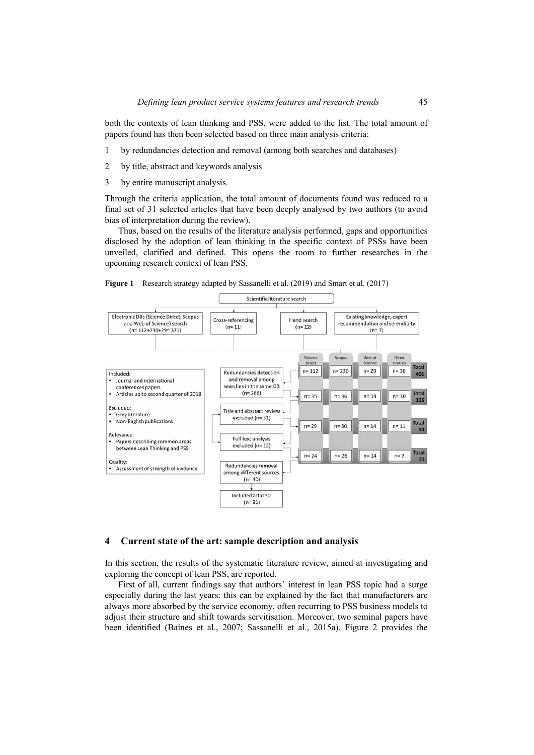both the contexts of lean thinking and PSS, were added to the list. The total amount of papers found has then been selected based on three main analysis criteria:

1 by redundancies detection and removal (among both searches and databases)

2 by title, abstract and keywords analysis

3 by entire manuscript analysis.

Through the criteria application, the total amount of documents found was reduced to a final set of 31 selected articles that have been deeply analysed by two authors (to avoid bias of interpretation during the review).

Thus, based on the results of the literature analysis performed, gaps and opportunities disclosed by the adoption of lean thinking in the specific context of PSSs have been unveiled, clarified and defined. This opens the room to further researches in the upcoming research context of lean PSS.

**Figure 1** Research strategy adapted by Sassanelli et al. (2019) and Smart et al. (2017)

Scientific literature search

Electronic DBs (Science Direct, Scopus and Web of Science) search (n= 112+230+29= 371)

Cross-referencing (n= 11)

Hand search (n= 12)

Existing knowledge, expert recommendation and serendipity (n= 7)

Science Direct | Scopus | Web of Science | Other sources

n= 112 | n= 230 | n= 29 | n= 30 | Total 401

Included:
- Journal and international conferences papers
- Articles up to second quarter of 2018

Excluded:
- Grey literature
- Non-English publications

Relevance:
- Papers describing common areas between Lean Thinking and PSS

Quality:
- Assessment of strength of evidence

Redundancies detection and removal among searches in the same DB (n= 286)

n= 35 | n= 36 | n= 14 | n= 30 | Total 115

Title and abstract review excluded (n= 31)

n= 29 | n= 30 | n= 14 | n= 11 | Total 84

Full text analysis excluded (n= 13)

n= 24 | n= 26 | n= 14 | n= 7 | Total 71

Redundancies removal among different sources (n= 40)

Included articles: (n= 31)

## 4 Current state of the art: sample description and analysis

In this section, the results of the systematic literature review, aimed at investigating and exploring the concept of lean PSS, are reported.

First of all, current findings say that authors' interest in lean PSS topic had a surge especially during the last years: this can be explained by the fact that manufacturers are always more absorbed by the service economy, often recurring to PSS business models to adjust their structure and shift towards servitisation. Moreover, two seminal papers have been identified (Baines et al., 2007; Sassanelli et al., 2015a). Figure 2 provides the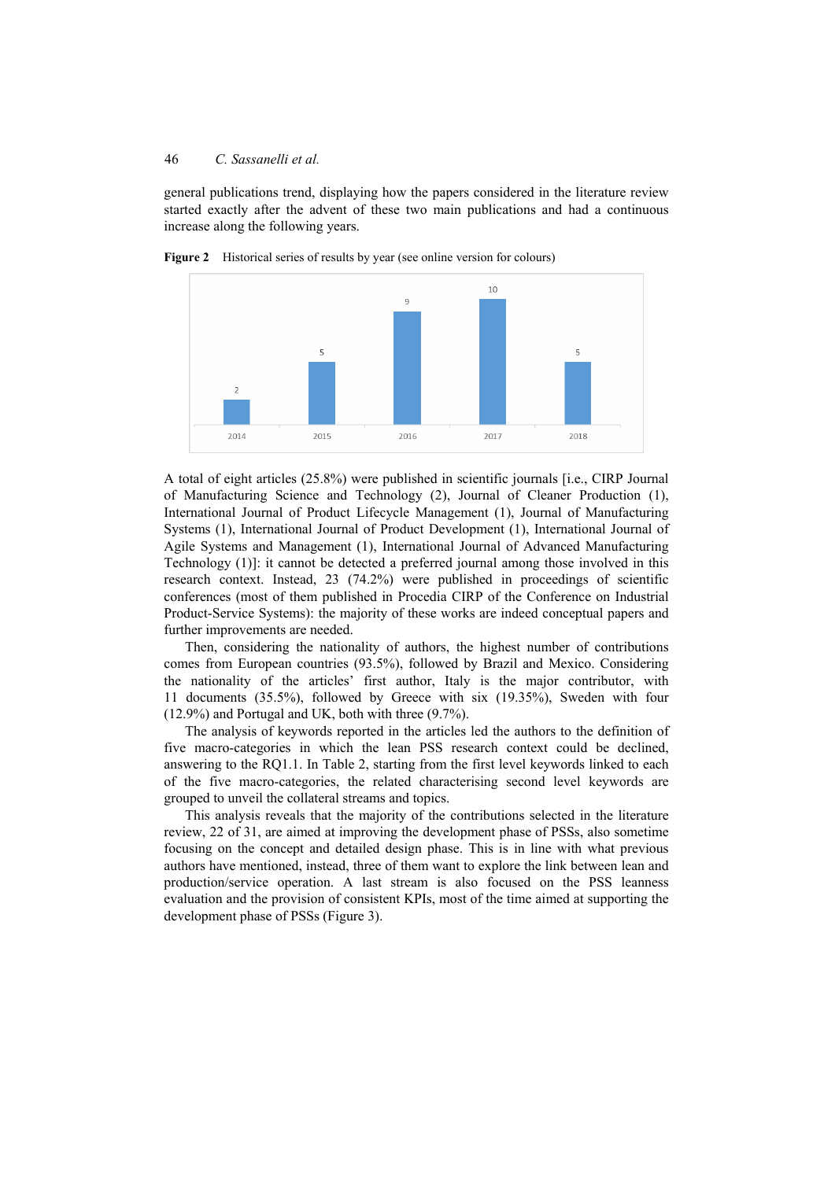general publications trend, displaying how the papers considered in the literature review started exactly after the advent of these two main publications and had a continuous increase along the following years.

**Figure 2** Historical series of results by year (see online version for colours)

2
5
9
10
5
2014
2015
2016
2017
2018

A total of eight articles (25.8%) were published in scientific journals [i.e., CIRP Journal of Manufacturing Science and Technology (2), Journal of Cleaner Production (1), International Journal of Product Lifecycle Management (1), Journal of Manufacturing Systems (1), International Journal of Product Development (1), International Journal of Agile Systems and Management (1), International Journal of Advanced Manufacturing Technology (1)]: it cannot be detected a preferred journal among those involved in this research context. Instead, 23 (74.2%) were published in proceedings of scientific conferences (most of them published in Procedia CIRP of the Conference on Industrial Product-Service Systems): the majority of these works are indeed conceptual papers and further improvements are needed.

Then, considering the nationality of authors, the highest number of contributions comes from European countries (93.5%), followed by Brazil and Mexico. Considering the nationality of the articles' first author, Italy is the major contributor, with 11 documents (35.5%), followed by Greece with six (19.35%), Sweden with four (12.9%) and Portugal and UK, both with three (9.7%).

The analysis of keywords reported in the articles led the authors to the definition of five macro-categories in which the lean PSS research context could be declined, answering to the RQ1.1. In Table 2, starting from the first level keywords linked to each of the five macro-categories, the related characterising second level keywords are grouped to unveil the collateral streams and topics.

This analysis reveals that the majority of the contributions selected in the literature review, 22 of 31, are aimed at improving the development phase of PSSs, also sometime focusing on the concept and detailed design phase. This is in line with what previous authors have mentioned, instead, three of them want to explore the link between lean and production/service operation. A last stream is also focused on the PSS leanness evaluation and the provision of consistent KPIs, most of the time aimed at supporting the development phase of PSSs (Figure 3).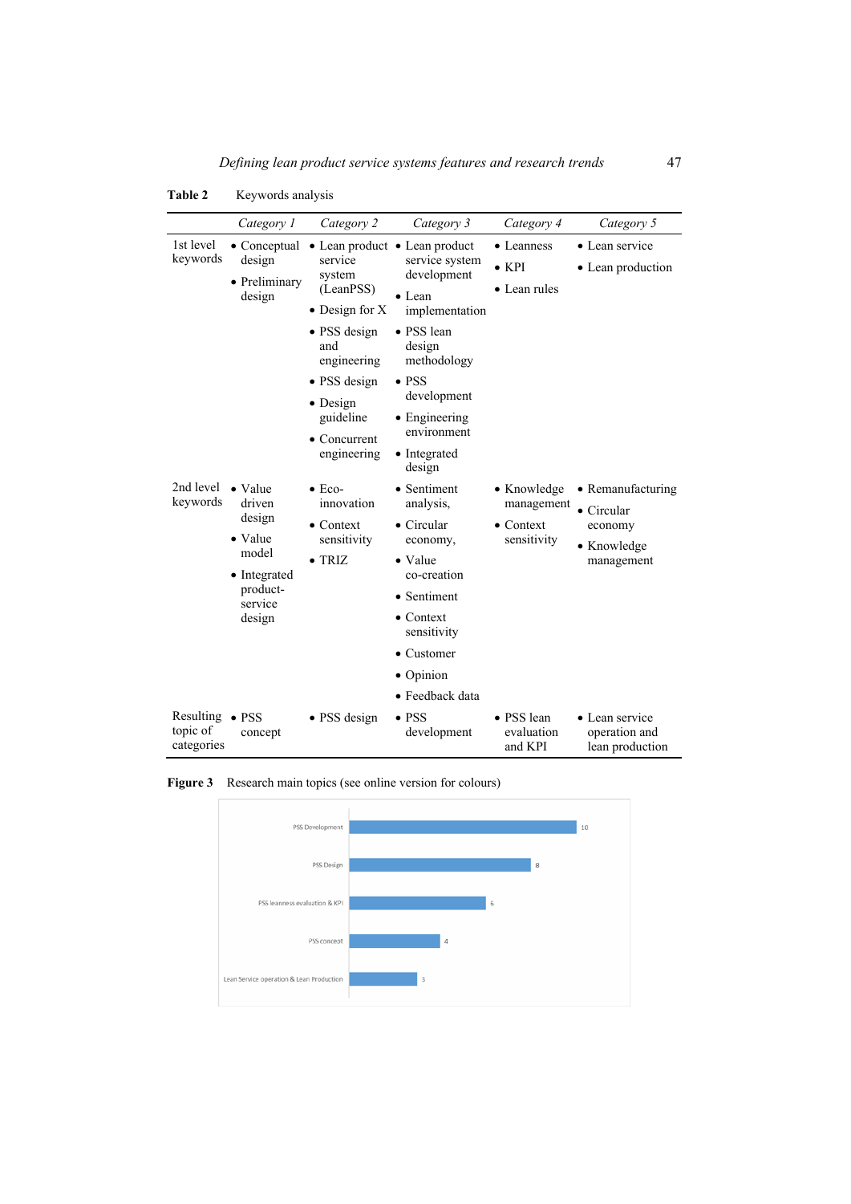**Table 2** Keywords analysis

| | *Category 1* | *Category 2* | *Category 3* | *Category 4* | *Category 5* |
|---|---|---|---|---|---|
| 1st level keywords | • Conceptual design<br>• Preliminary design | • Lean product service system (LeanPSS)<br>• Design for X<br>• PSS design and engineering<br>• PSS design<br>• Design guideline<br>• Concurrent engineering | • Lean product service system development<br>• Lean implementation<br>• PSS lean design methodology<br>• PSS development<br>• Engineering environment<br>• Integrated design | • Leanness<br>• KPI<br>• Lean rules | • Lean service<br>• Lean production |
| 2nd level keywords | • Value driven design<br>• Value model<br>• Integrated product-service design | • Eco-innovation<br>• Context sensitivity<br>• TRIZ | • Sentiment analysis,<br>• Circular economy,<br>• Value co-creation<br>• Sentiment<br>• Context sensitivity<br>• Customer<br>• Opinion<br>• Feedback data | • Knowledge management<br>• Context sensitivity | • Remanufacturing<br>• Circular economy<br>• Knowledge management |
| Resulting topic of categories | • PSS concept | • PSS design | • PSS development | • PSS lean evaluation and KPI | • Lean service operation and lean production |

**Figure 3** Research main topics (see online version for colours)

PSS Development 10
PSS Design 8
PSS leanness evaluation & KPI 6
PSS concept 4
Lean Service operation & Lean Production 3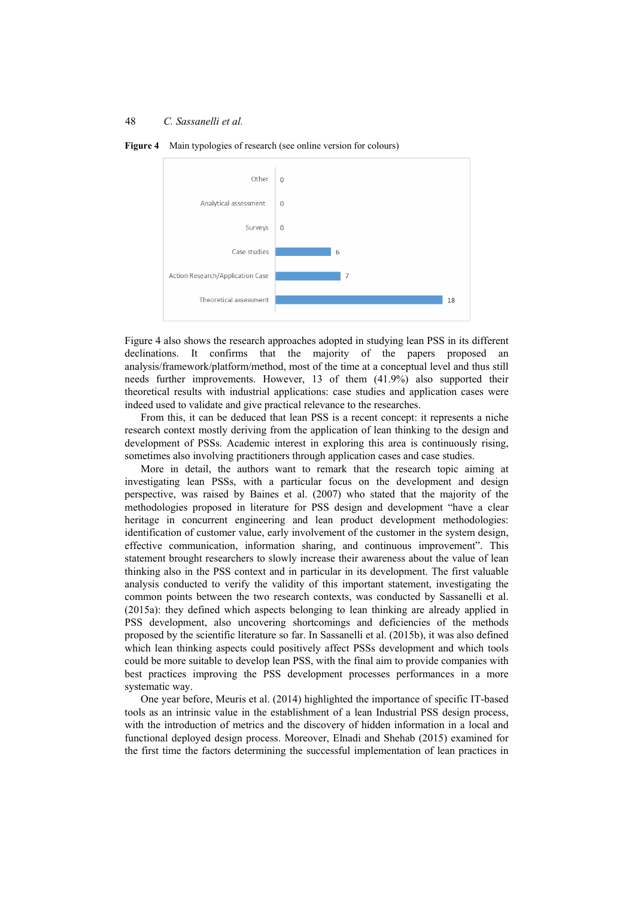**Figure 4** Main typologies of research (see online version for colours)

Other 0

Analytical assessment 0

Surveys 0

Case studies 6

Action Research/Application Case 7

Theoretical assessment 18

Figure 4 also shows the research approaches adopted in studying lean PSS in its different declinations. It confirms that the majority of the papers proposed an analysis/framework/platform/method, most of the time at a conceptual level and thus still needs further improvements. However, 13 of them (41.9%) also supported their theoretical results with industrial applications: case studies and application cases were indeed used to validate and give practical relevance to the researches.

From this, it can be deduced that lean PSS is a recent concept: it represents a niche research context mostly deriving from the application of lean thinking to the design and development of PSSs. Academic interest in exploring this area is continuously rising, sometimes also involving practitioners through application cases and case studies.

More in detail, the authors want to remark that the research topic aiming at investigating lean PSSs, with a particular focus on the development and design perspective, was raised by Baines et al. (2007) who stated that the majority of the methodologies proposed in literature for PSS design and development "have a clear heritage in concurrent engineering and lean product development methodologies: identification of customer value, early involvement of the customer in the system design, effective communication, information sharing, and continuous improvement". This statement brought researchers to slowly increase their awareness about the value of lean thinking also in the PSS context and in particular in its development. The first valuable analysis conducted to verify the validity of this important statement, investigating the common points between the two research contexts, was conducted by Sassanelli et al. (2015a): they defined which aspects belonging to lean thinking are already applied in PSS development, also uncovering shortcomings and deficiencies of the methods proposed by the scientific literature so far. In Sassanelli et al. (2015b), it was also defined which lean thinking aspects could positively affect PSSs development and which tools could be more suitable to develop lean PSS, with the final aim to provide companies with best practices improving the PSS development processes performances in a more systematic way.

One year before, Meuris et al. (2014) highlighted the importance of specific IT-based tools as an intrinsic value in the establishment of a lean Industrial PSS design process, with the introduction of metrics and the discovery of hidden information in a local and functional deployed design process. Moreover, Elnadi and Shehab (2015) examined for the first time the factors determining the successful implementation of lean practices in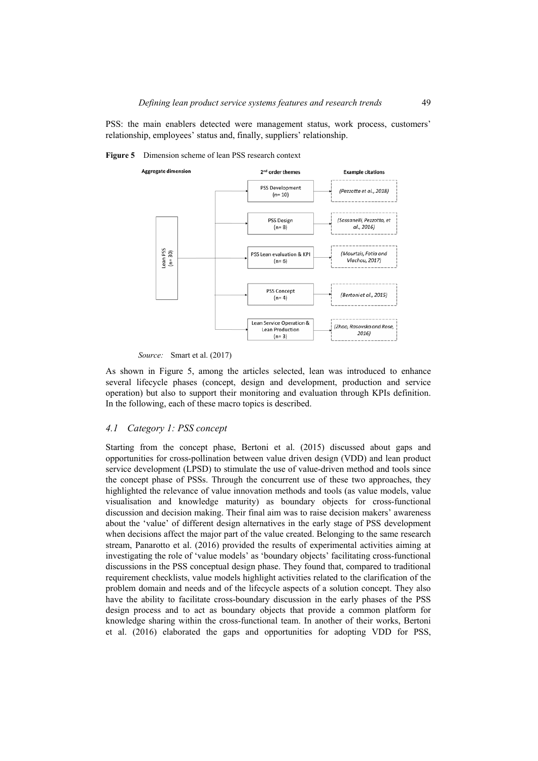PSS: the main enablers detected were management status, work process, customers' relationship, employees' status and, finally, suppliers' relationship.

**Figure 5** Dimension scheme of lean PSS research context

Aggregate dimension

Lean PSS (n= 30)

2nd order themes

PSS Development (n= 10)

PSS Design (n= 8)

PSS Lean evaluation & KPI (n= 6)

PSS Concept (n= 4)

Lean Service Operation & Lean Production (n= 3)

Example citations

(Pezzotta et al., 2018)

(Sassanelli, Pezzotta, et al., 2016)

(Mourtzis, Fotia and Vlachou, 2017)

(Bertoni et al., 2015)

(Zhao, Rasovska and Rose, 2016)

*Source:* Smart et al. (2017)

As shown in Figure 5, among the articles selected, lean was introduced to enhance several lifecycle phases (concept, design and development, production and service operation) but also to support their monitoring and evaluation through KPIs definition. In the following, each of these macro topics is described.

### *4.1 Category 1: PSS concept*

Starting from the concept phase, Bertoni et al. (2015) discussed about gaps and opportunities for cross-pollination between value driven design (VDD) and lean product service development (LPSD) to stimulate the use of value-driven method and tools since the concept phase of PSSs. Through the concurrent use of these two approaches, they highlighted the relevance of value innovation methods and tools (as value models, value visualisation and knowledge maturity) as boundary objects for cross-functional discussion and decision making. Their final aim was to raise decision makers' awareness about the 'value' of different design alternatives in the early stage of PSS development when decisions affect the major part of the value created. Belonging to the same research stream, Panarotto et al. (2016) provided the results of experimental activities aiming at investigating the role of 'value models' as 'boundary objects' facilitating cross-functional discussions in the PSS conceptual design phase. They found that, compared to traditional requirement checklists, value models highlight activities related to the clarification of the problem domain and needs and of the lifecycle aspects of a solution concept. They also have the ability to facilitate cross-boundary discussion in the early phases of the PSS design process and to act as boundary objects that provide a common platform for knowledge sharing within the cross-functional team. In another of their works, Bertoni et al. (2016) elaborated the gaps and opportunities for adopting VDD for PSS,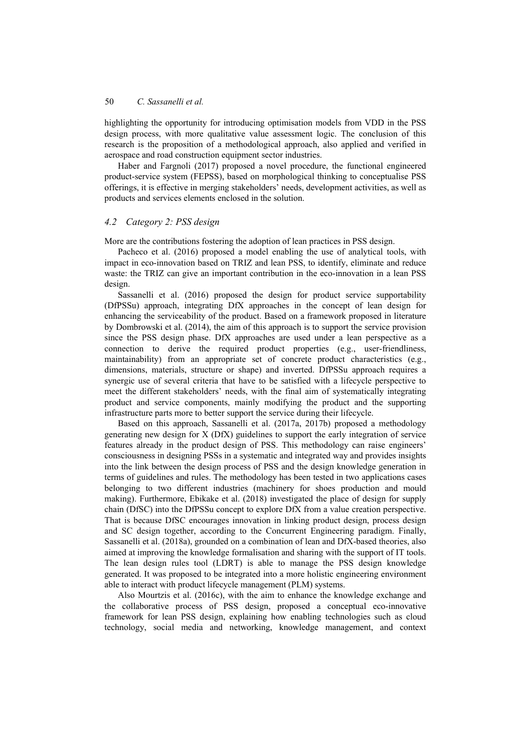highlighting the opportunity for introducing optimisation models from VDD in the PSS design process, with more qualitative value assessment logic. The conclusion of this research is the proposition of a methodological approach, also applied and verified in aerospace and road construction equipment sector industries.

Haber and Fargnoli (2017) proposed a novel procedure, the functional engineered product-service system (FEPSS), based on morphological thinking to conceptualise PSS offerings, it is effective in merging stakeholders' needs, development activities, as well as products and services elements enclosed in the solution.

### *4.2 Category 2: PSS design*

More are the contributions fostering the adoption of lean practices in PSS design.

Pacheco et al. (2016) proposed a model enabling the use of analytical tools, with impact in eco-innovation based on TRIZ and lean PSS, to identify, eliminate and reduce waste: the TRIZ can give an important contribution in the eco-innovation in a lean PSS design.

Sassanelli et al. (2016) proposed the design for product service supportability (DfPSSu) approach, integrating DfX approaches in the concept of lean design for enhancing the serviceability of the product. Based on a framework proposed in literature by Dombrowski et al. (2014), the aim of this approach is to support the service provision since the PSS design phase. DfX approaches are used under a lean perspective as a connection to derive the required product properties (e.g., user-friendliness, maintainability) from an appropriate set of concrete product characteristics (e.g., dimensions, materials, structure or shape) and inverted. DfPSSu approach requires a synergic use of several criteria that have to be satisfied with a lifecycle perspective to meet the different stakeholders' needs, with the final aim of systematically integrating product and service components, mainly modifying the product and the supporting infrastructure parts more to better support the service during their lifecycle.

Based on this approach, Sassanelli et al. (2017a, 2017b) proposed a methodology generating new design for X (DfX) guidelines to support the early integration of service features already in the product design of PSS. This methodology can raise engineers' consciousness in designing PSSs in a systematic and integrated way and provides insights into the link between the design process of PSS and the design knowledge generation in terms of guidelines and rules. The methodology has been tested in two applications cases belonging to two different industries (machinery for shoes production and mould making). Furthermore, Ebikake et al. (2018) investigated the place of design for supply chain (DfSC) into the DfPSSu concept to explore DfX from a value creation perspective. That is because DfSC encourages innovation in linking product design, process design and SC design together, according to the Concurrent Engineering paradigm. Finally, Sassanelli et al. (2018a), grounded on a combination of lean and DfX-based theories, also aimed at improving the knowledge formalisation and sharing with the support of IT tools. The lean design rules tool (LDRT) is able to manage the PSS design knowledge generated. It was proposed to be integrated into a more holistic engineering environment able to interact with product lifecycle management (PLM) systems.

Also Mourtzis et al. (2016c), with the aim to enhance the knowledge exchange and the collaborative process of PSS design, proposed a conceptual eco-innovative framework for lean PSS design, explaining how enabling technologies such as cloud technology, social media and networking, knowledge management, and context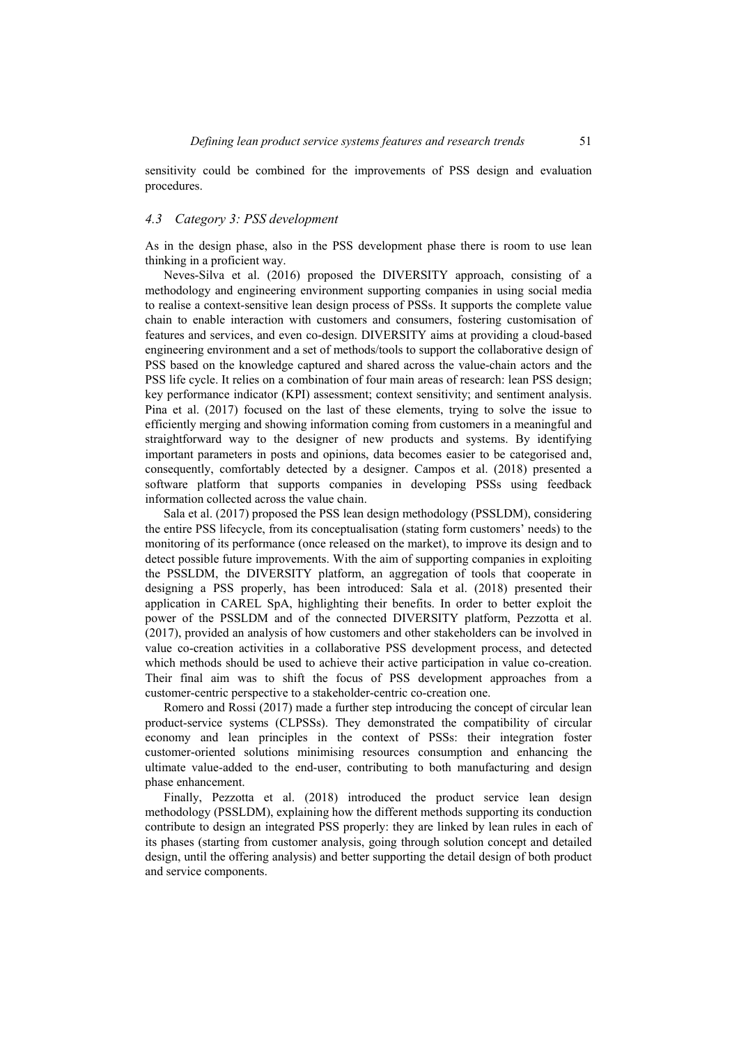sensitivity could be combined for the improvements of PSS design and evaluation procedures.

### *4.3 Category 3: PSS development*

As in the design phase, also in the PSS development phase there is room to use lean thinking in a proficient way.

Neves-Silva et al. (2016) proposed the DIVERSITY approach, consisting of a methodology and engineering environment supporting companies in using social media to realise a context-sensitive lean design process of PSSs. It supports the complete value chain to enable interaction with customers and consumers, fostering customisation of features and services, and even co-design. DIVERSITY aims at providing a cloud-based engineering environment and a set of methods/tools to support the collaborative design of PSS based on the knowledge captured and shared across the value-chain actors and the PSS life cycle. It relies on a combination of four main areas of research: lean PSS design; key performance indicator (KPI) assessment; context sensitivity; and sentiment analysis. Pina et al. (2017) focused on the last of these elements, trying to solve the issue to efficiently merging and showing information coming from customers in a meaningful and straightforward way to the designer of new products and systems. By identifying important parameters in posts and opinions, data becomes easier to be categorised and, consequently, comfortably detected by a designer. Campos et al. (2018) presented a software platform that supports companies in developing PSSs using feedback information collected across the value chain.

Sala et al. (2017) proposed the PSS lean design methodology (PSSLDM), considering the entire PSS lifecycle, from its conceptualisation (stating form customers' needs) to the monitoring of its performance (once released on the market), to improve its design and to detect possible future improvements. With the aim of supporting companies in exploiting the PSSLDM, the DIVERSITY platform, an aggregation of tools that cooperate in designing a PSS properly, has been introduced: Sala et al. (2018) presented their application in CAREL SpA, highlighting their benefits. In order to better exploit the power of the PSSLDM and of the connected DIVERSITY platform, Pezzotta et al. (2017), provided an analysis of how customers and other stakeholders can be involved in value co-creation activities in a collaborative PSS development process, and detected which methods should be used to achieve their active participation in value co-creation. Their final aim was to shift the focus of PSS development approaches from a customer-centric perspective to a stakeholder-centric co-creation one.

Romero and Rossi (2017) made a further step introducing the concept of circular lean product-service systems (CLPSSs). They demonstrated the compatibility of circular economy and lean principles in the context of PSSs: their integration foster customer-oriented solutions minimising resources consumption and enhancing the ultimate value-added to the end-user, contributing to both manufacturing and design phase enhancement.

Finally, Pezzotta et al. (2018) introduced the product service lean design methodology (PSSLDM), explaining how the different methods supporting its conduction contribute to design an integrated PSS properly: they are linked by lean rules in each of its phases (starting from customer analysis, going through solution concept and detailed design, until the offering analysis) and better supporting the detail design of both product and service components.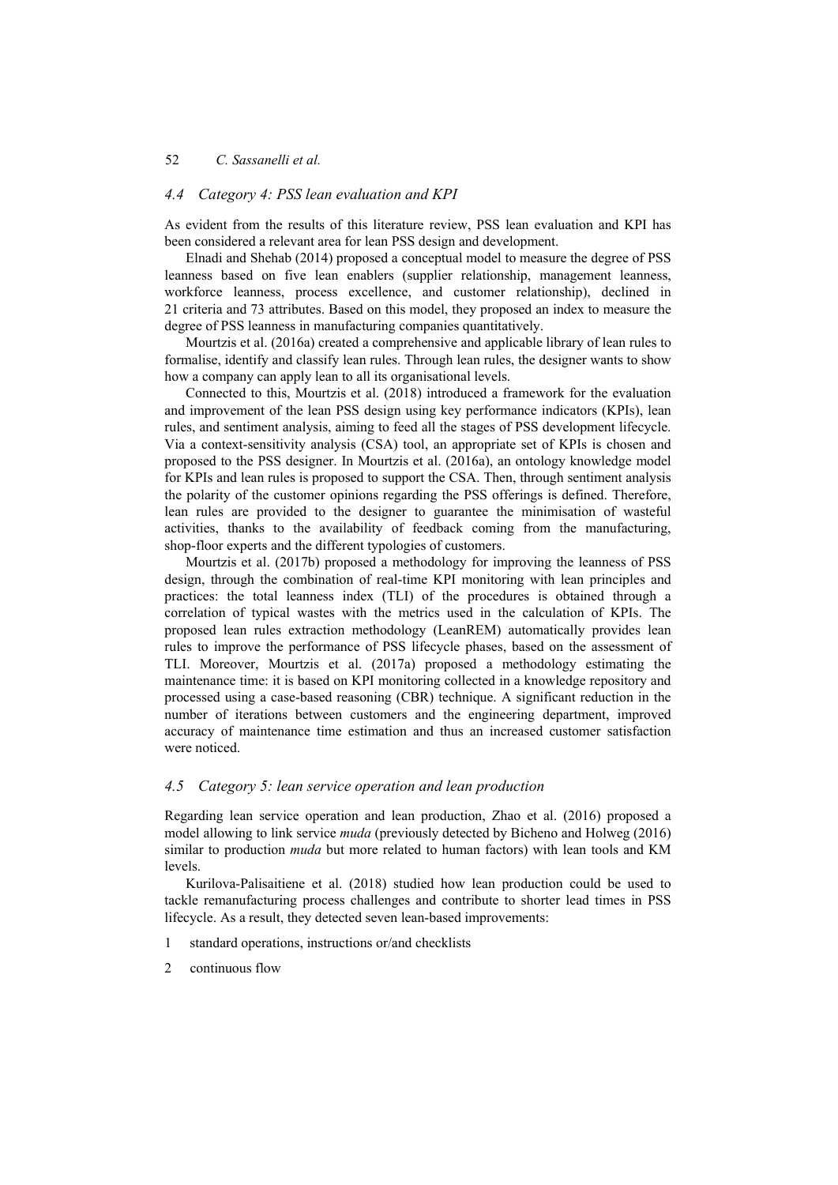### *4.4 Category 4: PSS lean evaluation and KPI*

As evident from the results of this literature review, PSS lean evaluation and KPI has been considered a relevant area for lean PSS design and development.

Elnadi and Shehab (2014) proposed a conceptual model to measure the degree of PSS leanness based on five lean enablers (supplier relationship, management leanness, workforce leanness, process excellence, and customer relationship), declined in 21 criteria and 73 attributes. Based on this model, they proposed an index to measure the degree of PSS leanness in manufacturing companies quantitatively.

Mourtzis et al. (2016a) created a comprehensive and applicable library of lean rules to formalise, identify and classify lean rules. Through lean rules, the designer wants to show how a company can apply lean to all its organisational levels.

Connected to this, Mourtzis et al. (2018) introduced a framework for the evaluation and improvement of the lean PSS design using key performance indicators (KPIs), lean rules, and sentiment analysis, aiming to feed all the stages of PSS development lifecycle. Via a context-sensitivity analysis (CSA) tool, an appropriate set of KPIs is chosen and proposed to the PSS designer. In Mourtzis et al. (2016a), an ontology knowledge model for KPIs and lean rules is proposed to support the CSA. Then, through sentiment analysis the polarity of the customer opinions regarding the PSS offerings is defined. Therefore, lean rules are provided to the designer to guarantee the minimisation of wasteful activities, thanks to the availability of feedback coming from the manufacturing, shop-floor experts and the different typologies of customers.

Mourtzis et al. (2017b) proposed a methodology for improving the leanness of PSS design, through the combination of real-time KPI monitoring with lean principles and practices: the total leanness index (TLI) of the procedures is obtained through a correlation of typical wastes with the metrics used in the calculation of KPIs. The proposed lean rules extraction methodology (LeanREM) automatically provides lean rules to improve the performance of PSS lifecycle phases, based on the assessment of TLI. Moreover, Mourtzis et al. (2017a) proposed a methodology estimating the maintenance time: it is based on KPI monitoring collected in a knowledge repository and processed using a case-based reasoning (CBR) technique. A significant reduction in the number of iterations between customers and the engineering department, improved accuracy of maintenance time estimation and thus an increased customer satisfaction were noticed.

### *4.5 Category 5: lean service operation and lean production*

Regarding lean service operation and lean production, Zhao et al. (2016) proposed a model allowing to link service *muda* (previously detected by Bicheno and Holweg (2016) similar to production *muda* but more related to human factors) with lean tools and KM levels.

Kurilova-Palisaitiene et al. (2018) studied how lean production could be used to tackle remanufacturing process challenges and contribute to shorter lead times in PSS lifecycle. As a result, they detected seven lean-based improvements:

1. standard operations, instructions or/and checklists
2. continuous flow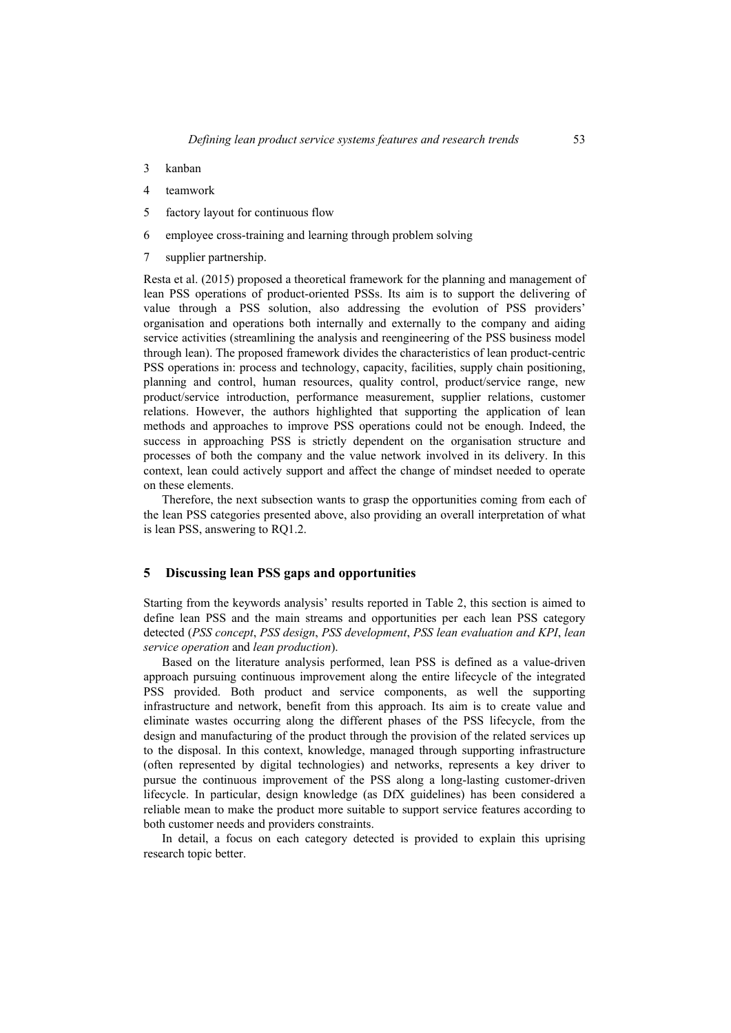3 kanban

4 teamwork

5 factory layout for continuous flow

6 employee cross-training and learning through problem solving

7 supplier partnership.

Resta et al. (2015) proposed a theoretical framework for the planning and management of lean PSS operations of product-oriented PSSs. Its aim is to support the delivering of value through a PSS solution, also addressing the evolution of PSS providers' organisation and operations both internally and externally to the company and aiding service activities (streamlining the analysis and reengineering of the PSS business model through lean). The proposed framework divides the characteristics of lean product-centric PSS operations in: process and technology, capacity, facilities, supply chain positioning, planning and control, human resources, quality control, product/service range, new product/service introduction, performance measurement, supplier relations, customer relations. However, the authors highlighted that supporting the application of lean methods and approaches to improve PSS operations could not be enough. Indeed, the success in approaching PSS is strictly dependent on the organisation structure and processes of both the company and the value network involved in its delivery. In this context, lean could actively support and affect the change of mindset needed to operate on these elements.

Therefore, the next subsection wants to grasp the opportunities coming from each of the lean PSS categories presented above, also providing an overall interpretation of what is lean PSS, answering to RQ1.2.

## 5 Discussing lean PSS gaps and opportunities

Starting from the keywords analysis' results reported in Table 2, this section is aimed to define lean PSS and the main streams and opportunities per each lean PSS category detected (*PSS concept*, *PSS design*, *PSS development*, *PSS lean evaluation and KPI*, *lean service operation* and *lean production*).

Based on the literature analysis performed, lean PSS is defined as a value-driven approach pursuing continuous improvement along the entire lifecycle of the integrated PSS provided. Both product and service components, as well the supporting infrastructure and network, benefit from this approach. Its aim is to create value and eliminate wastes occurring along the different phases of the PSS lifecycle, from the design and manufacturing of the product through the provision of the related services up to the disposal. In this context, knowledge, managed through supporting infrastructure (often represented by digital technologies) and networks, represents a key driver to pursue the continuous improvement of the PSS along a long-lasting customer-driven lifecycle. In particular, design knowledge (as DfX guidelines) has been considered a reliable mean to make the product more suitable to support service features according to both customer needs and providers constraints.

In detail, a focus on each category detected is provided to explain this uprising research topic better.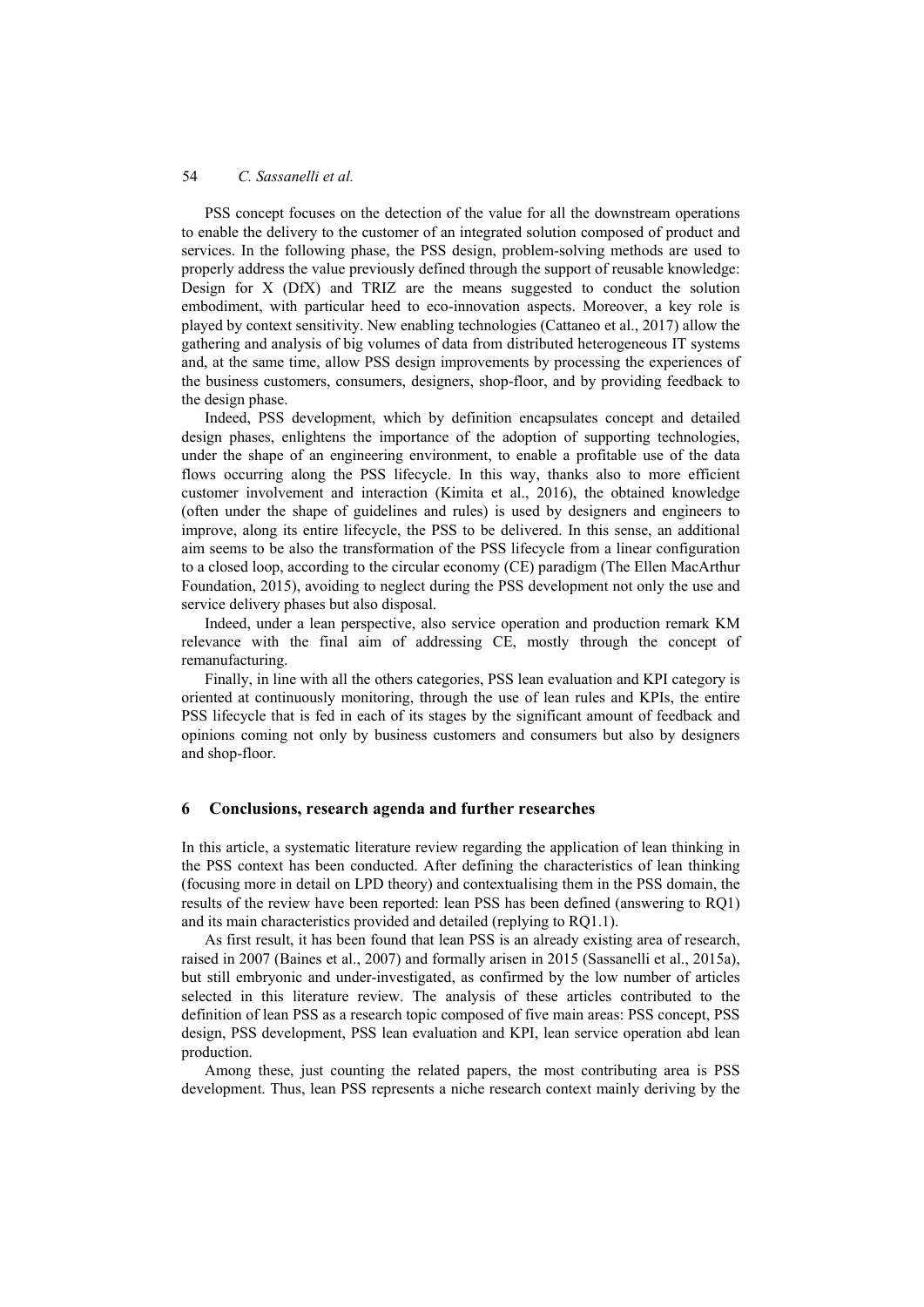PSS concept focuses on the detection of the value for all the downstream operations to enable the delivery to the customer of an integrated solution composed of product and services. In the following phase, the PSS design, problem-solving methods are used to properly address the value previously defined through the support of reusable knowledge: Design for X (DfX) and TRIZ are the means suggested to conduct the solution embodiment, with particular heed to eco-innovation aspects. Moreover, a key role is played by context sensitivity. New enabling technologies (Cattaneo et al., 2017) allow the gathering and analysis of big volumes of data from distributed heterogeneous IT systems and, at the same time, allow PSS design improvements by processing the experiences of the business customers, consumers, designers, shop-floor, and by providing feedback to the design phase.

Indeed, PSS development, which by definition encapsulates concept and detailed design phases, enlightens the importance of the adoption of supporting technologies, under the shape of an engineering environment, to enable a profitable use of the data flows occurring along the PSS lifecycle. In this way, thanks also to more efficient customer involvement and interaction (Kimita et al., 2016), the obtained knowledge (often under the shape of guidelines and rules) is used by designers and engineers to improve, along its entire lifecycle, the PSS to be delivered. In this sense, an additional aim seems to be also the transformation of the PSS lifecycle from a linear configuration to a closed loop, according to the circular economy (CE) paradigm (The Ellen MacArthur Foundation, 2015), avoiding to neglect during the PSS development not only the use and service delivery phases but also disposal.

Indeed, under a lean perspective, also service operation and production remark KM relevance with the final aim of addressing CE, mostly through the concept of remanufacturing.

Finally, in line with all the others categories, PSS lean evaluation and KPI category is oriented at continuously monitoring, through the use of lean rules and KPIs, the entire PSS lifecycle that is fed in each of its stages by the significant amount of feedback and opinions coming not only by business customers and consumers but also by designers and shop-floor.

## 6 Conclusions, research agenda and further researches

In this article, a systematic literature review regarding the application of lean thinking in the PSS context has been conducted. After defining the characteristics of lean thinking (focusing more in detail on LPD theory) and contextualising them in the PSS domain, the results of the review have been reported: lean PSS has been defined (answering to RQ1) and its main characteristics provided and detailed (replying to RQ1.1).

As first result, it has been found that lean PSS is an already existing area of research, raised in 2007 (Baines et al., 2007) and formally arisen in 2015 (Sassanelli et al., 2015a), but still embryonic and under-investigated, as confirmed by the low number of articles selected in this literature review. The analysis of these articles contributed to the definition of lean PSS as a research topic composed of five main areas: PSS concept, PSS design, PSS development, PSS lean evaluation and KPI, lean service operation abd lean production.

Among these, just counting the related papers, the most contributing area is PSS development. Thus, lean PSS represents a niche research context mainly deriving by the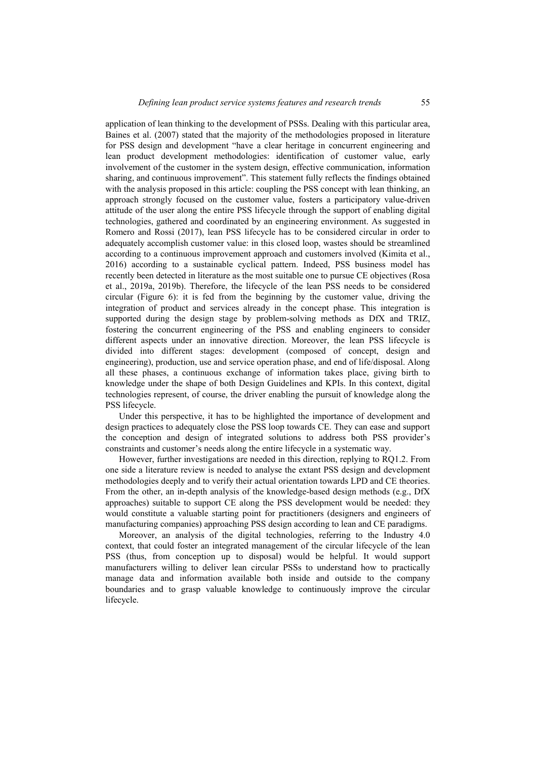application of lean thinking to the development of PSSs. Dealing with this particular area, Baines et al. (2007) stated that the majority of the methodologies proposed in literature for PSS design and development "have a clear heritage in concurrent engineering and lean product development methodologies: identification of customer value, early involvement of the customer in the system design, effective communication, information sharing, and continuous improvement". This statement fully reflects the findings obtained with the analysis proposed in this article: coupling the PSS concept with lean thinking, an approach strongly focused on the customer value, fosters a participatory value-driven attitude of the user along the entire PSS lifecycle through the support of enabling digital technologies, gathered and coordinated by an engineering environment. As suggested in Romero and Rossi (2017), lean PSS lifecycle has to be considered circular in order to adequately accomplish customer value: in this closed loop, wastes should be streamlined according to a continuous improvement approach and customers involved (Kimita et al., 2016) according to a sustainable cyclical pattern. Indeed, PSS business model has recently been detected in literature as the most suitable one to pursue CE objectives (Rosa et al., 2019a, 2019b). Therefore, the lifecycle of the lean PSS needs to be considered circular (Figure 6): it is fed from the beginning by the customer value, driving the integration of product and services already in the concept phase. This integration is supported during the design stage by problem-solving methods as DfX and TRIZ, fostering the concurrent engineering of the PSS and enabling engineers to consider different aspects under an innovative direction. Moreover, the lean PSS lifecycle is divided into different stages: development (composed of concept, design and engineering), production, use and service operation phase, and end of life/disposal. Along all these phases, a continuous exchange of information takes place, giving birth to knowledge under the shape of both Design Guidelines and KPIs. In this context, digital technologies represent, of course, the driver enabling the pursuit of knowledge along the PSS lifecycle.

Under this perspective, it has to be highlighted the importance of development and design practices to adequately close the PSS loop towards CE. They can ease and support the conception and design of integrated solutions to address both PSS provider's constraints and customer's needs along the entire lifecycle in a systematic way.

However, further investigations are needed in this direction, replying to RQ1.2. From one side a literature review is needed to analyse the extant PSS design and development methodologies deeply and to verify their actual orientation towards LPD and CE theories. From the other, an in-depth analysis of the knowledge-based design methods (e.g., DfX approaches) suitable to support CE along the PSS development would be needed: they would constitute a valuable starting point for practitioners (designers and engineers of manufacturing companies) approaching PSS design according to lean and CE paradigms.

Moreover, an analysis of the digital technologies, referring to the Industry 4.0 context, that could foster an integrated management of the circular lifecycle of the lean PSS (thus, from conception up to disposal) would be helpful. It would support manufacturers willing to deliver lean circular PSSs to understand how to practically manage data and information available both inside and outside to the company boundaries and to grasp valuable knowledge to continuously improve the circular lifecycle.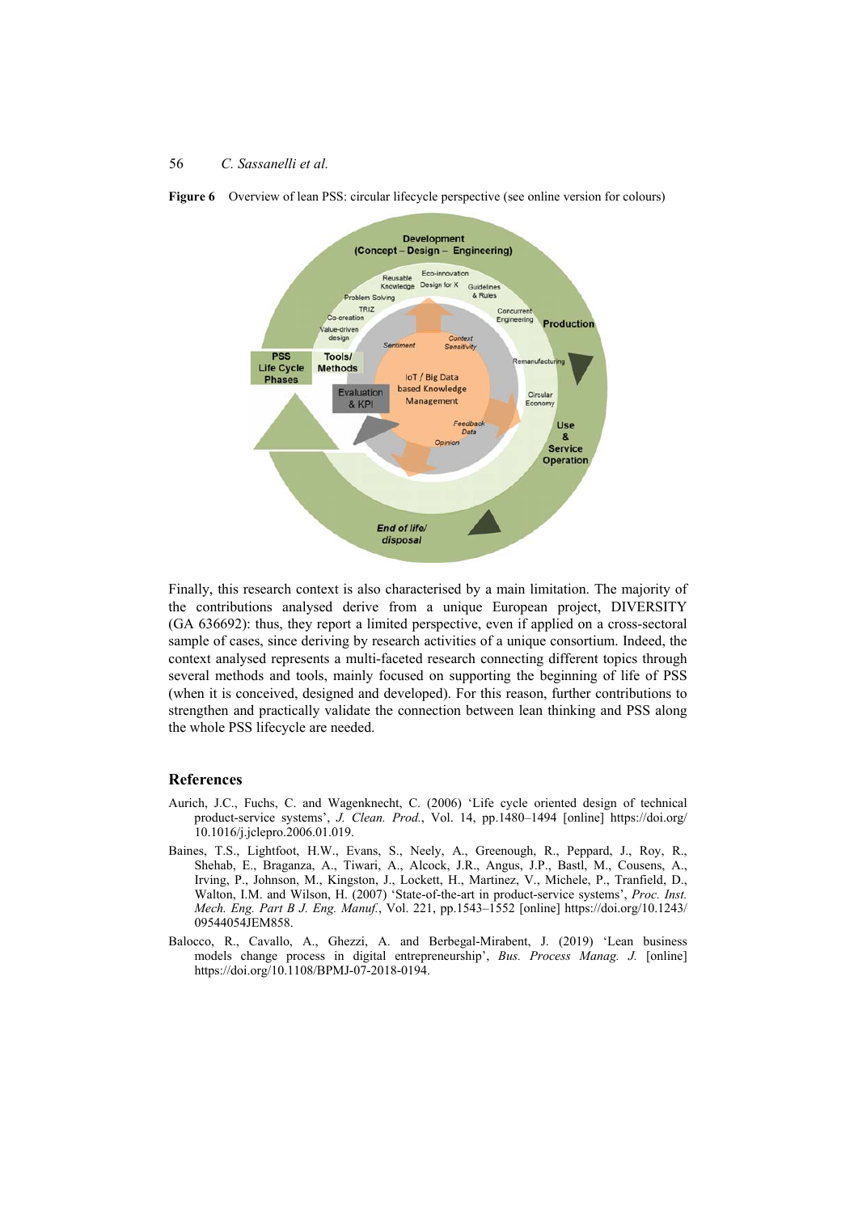**Figure 6** Overview of lean PSS: circular lifecycle perspective (see online version for colours)

Finally, this research context is also characterised by a main limitation. The majority of the contributions analysed derive from a unique European project, DIVERSITY (GA 636692): thus, they report a limited perspective, even if applied on a cross-sectoral sample of cases, since deriving by research activities of a unique consortium. Indeed, the context analysed represents a multi-faceted research connecting different topics through several methods and tools, mainly focused on supporting the beginning of life of PSS (when it is conceived, designed and developed). For this reason, further contributions to strengthen and practically validate the connection between lean thinking and PSS along the whole PSS lifecycle are needed.

## References

Aurich, J.C., Fuchs, C. and Wagenknecht, C. (2006) 'Life cycle oriented design of technical product-service systems', *J. Clean. Prod.*, Vol. 14, pp.1480–1494 [online] https://doi.org/10.1016/j.jclepro.2006.01.019.

Baines, T.S., Lightfoot, H.W., Evans, S., Neely, A., Greenough, R., Peppard, J., Roy, R., Shehab, E., Braganza, A., Tiwari, A., Alcock, J.R., Angus, J.P., Bastl, M., Cousens, A., Irving, P., Johnson, M., Kingston, J., Lockett, H., Martinez, V., Michele, P., Tranfield, D., Walton, I.M. and Wilson, H. (2007) 'State-of-the-art in product-service systems', *Proc. Inst. Mech. Eng. Part B J. Eng. Manuf.*, Vol. 221, pp.1543–1552 [online] https://doi.org/10.1243/09544054JEM858.

Balocco, R., Cavallo, A., Ghezzi, A. and Berbegal-Mirabent, J. (2019) 'Lean business models change process in digital entrepreneurship', *Bus. Process Manag. J.* [online] https://doi.org/10.1108/BPMJ-07-2018-0194.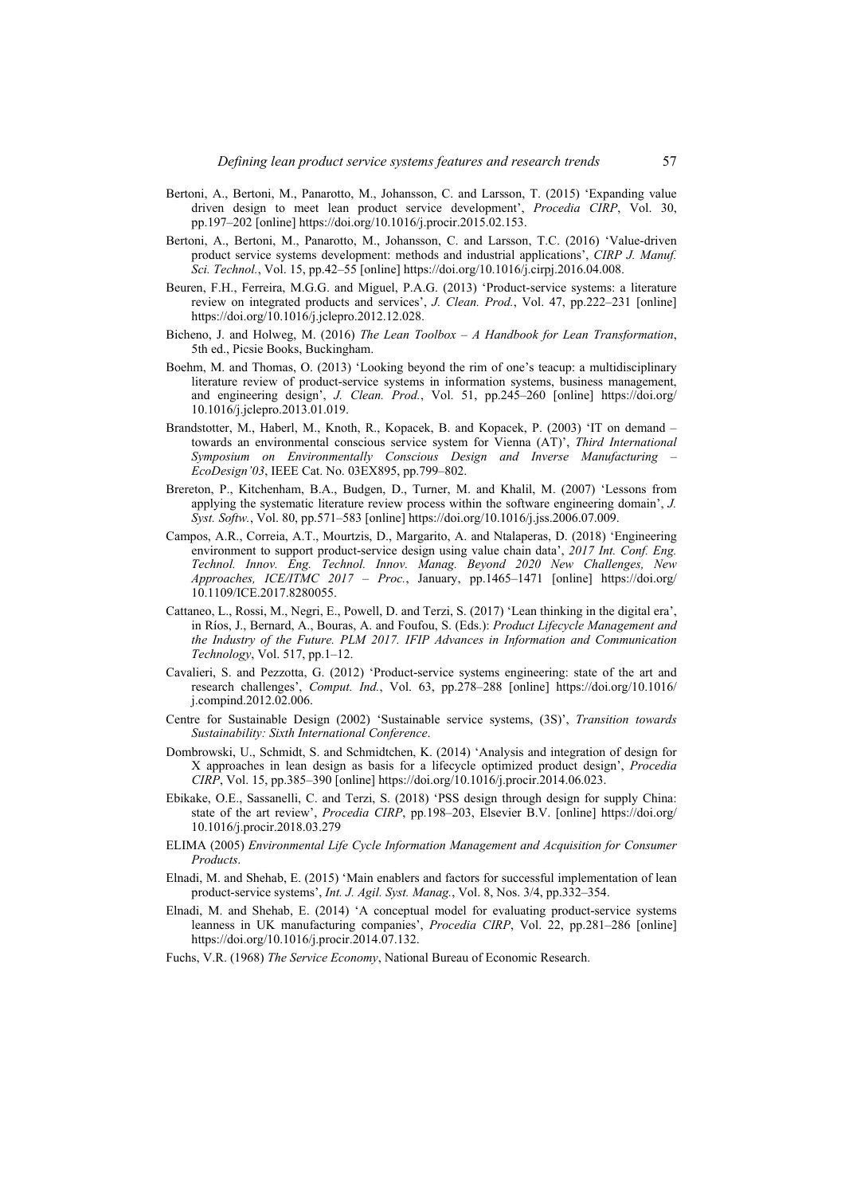Bertoni, A., Bertoni, M., Panarotto, M., Johansson, C. and Larsson, T. (2015) 'Expanding value driven design to meet lean product service development', *Procedia CIRP*, Vol. 30, pp.197–202 [online] https://doi.org/10.1016/j.procir.2015.02.153.

Bertoni, A., Bertoni, M., Panarotto, M., Johansson, C. and Larsson, T.C. (2016) 'Value-driven product service systems development: methods and industrial applications', *CIRP J. Manuf. Sci. Technol.*, Vol. 15, pp.42–55 [online] https://doi.org/10.1016/j.cirpj.2016.04.008.

Beuren, F.H., Ferreira, M.G.G. and Miguel, P.A.G. (2013) 'Product-service systems: a literature review on integrated products and services', *J. Clean. Prod.*, Vol. 47, pp.222–231 [online] https://doi.org/10.1016/j.jclepro.2012.12.028.

Bicheno, J. and Holweg, M. (2016) *The Lean Toolbox – A Handbook for Lean Transformation*, 5th ed., Picsie Books, Buckingham.

Boehm, M. and Thomas, O. (2013) 'Looking beyond the rim of one's teacup: a multidisciplinary literature review of product-service systems in information systems, business management, and engineering design', *J. Clean. Prod.*, Vol. 51, pp.245–260 [online] https://doi.org/10.1016/j.jclepro.2013.01.019.

Brandstotter, M., Haberl, M., Knoth, R., Kopacek, B. and Kopacek, P. (2003) 'IT on demand – towards an environmental conscious service system for Vienna (AT)', *Third International Symposium on Environmentally Conscious Design and Inverse Manufacturing – EcoDesign'03*, IEEE Cat. No. 03EX895, pp.799–802.

Brereton, P., Kitchenham, B.A., Budgen, D., Turner, M. and Khalil, M. (2007) 'Lessons from applying the systematic literature review process within the software engineering domain', *J. Syst. Softw.*, Vol. 80, pp.571–583 [online] https://doi.org/10.1016/j.jss.2006.07.009.

Campos, A.R., Correia, A.T., Mourtzis, D., Margarito, A. and Ntalaperas, D. (2018) 'Engineering environment to support product-service design using value chain data', *2017 Int. Conf. Eng. Technol. Innov. Eng. Technol. Innov. Manag. Beyond 2020 New Challenges, New Approaches, ICE/ITMC 2017 – Proc.*, January, pp.1465–1471 [online] https://doi.org/10.1109/ICE.2017.8280055.

Cattaneo, L., Rossi, M., Negri, E., Powell, D. and Terzi, S. (2017) 'Lean thinking in the digital era', in Ríos, J., Bernard, A., Bouras, A. and Foufou, S. (Eds.): *Product Lifecycle Management and the Industry of the Future. PLM 2017. IFIP Advances in Information and Communication Technology*, Vol. 517, pp.1–12.

Cavalieri, S. and Pezzotta, G. (2012) 'Product-service systems engineering: state of the art and research challenges', *Comput. Ind.*, Vol. 63, pp.278–288 [online] https://doi.org/10.1016/j.compind.2012.02.006.

Centre for Sustainable Design (2002) 'Sustainable service systems, (3S)', *Transition towards Sustainability: Sixth International Conference*.

Dombrowski, U., Schmidt, S. and Schmidtchen, K. (2014) 'Analysis and integration of design for X approaches in lean design as basis for a lifecycle optimized product design', *Procedia CIRP*, Vol. 15, pp.385–390 [online] https://doi.org/10.1016/j.procir.2014.06.023.

Ebikake, O.E., Sassanelli, C. and Terzi, S. (2018) 'PSS design through design for supply China: state of the art review', *Procedia CIRP*, pp.198–203, Elsevier B.V. [online] https://doi.org/10.1016/j.procir.2018.03.279

ELIMA (2005) *Environmental Life Cycle Information Management and Acquisition for Consumer Products*.

Elnadi, M. and Shehab, E. (2015) 'Main enablers and factors for successful implementation of lean product-service systems', *Int. J. Agil. Syst. Manag.*, Vol. 8, Nos. 3/4, pp.332–354.

Elnadi, M. and Shehab, E. (2014) 'A conceptual model for evaluating product-service systems leanness in UK manufacturing companies', *Procedia CIRP*, Vol. 22, pp.281–286 [online] https://doi.org/10.1016/j.procir.2014.07.132.

Fuchs, V.R. (1968) *The Service Economy*, National Bureau of Economic Research.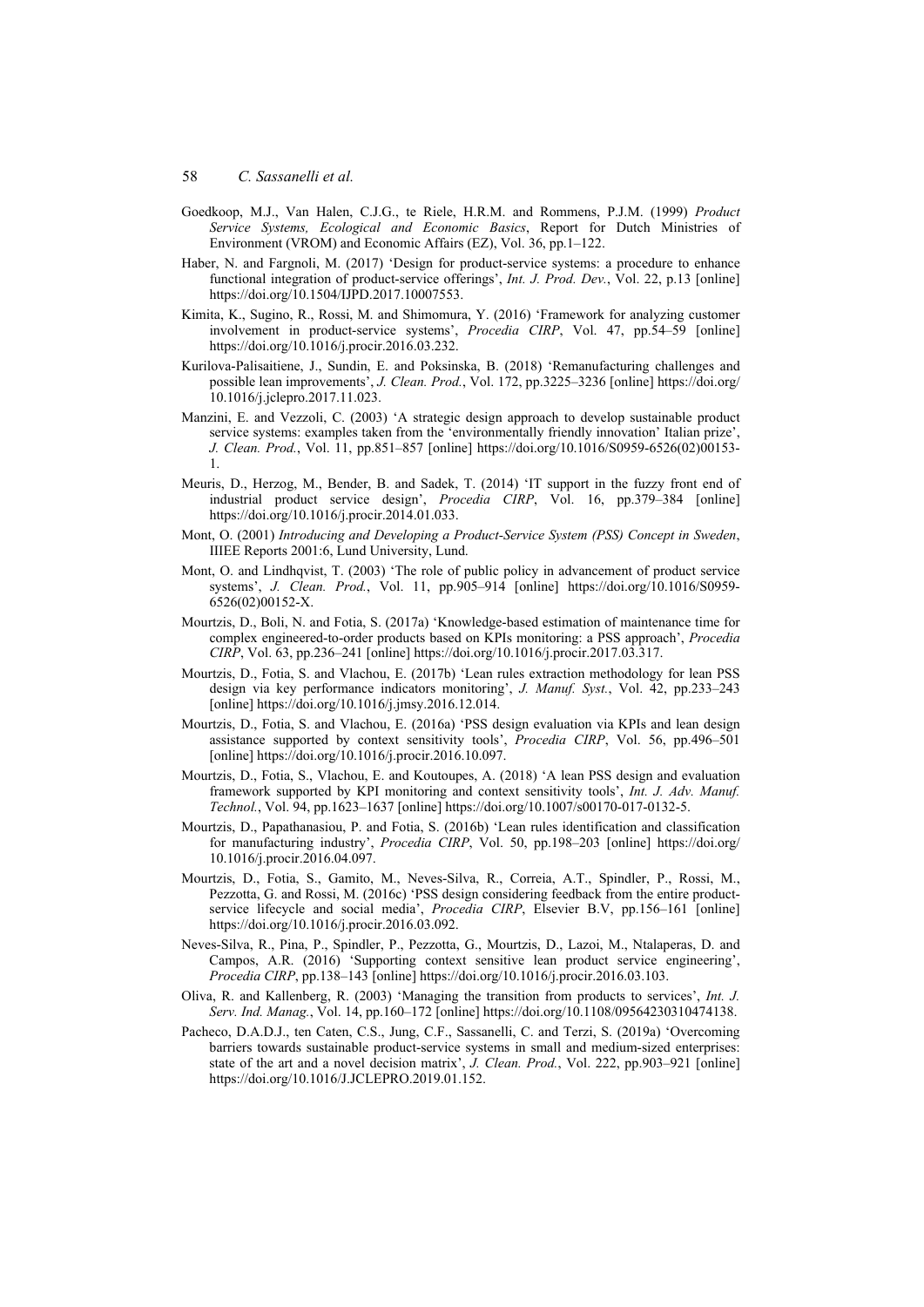Goedkoop, M.J., Van Halen, C.J.G., te Riele, H.R.M. and Rommens, P.J.M. (1999) *Product Service Systems, Ecological and Economic Basics*, Report for Dutch Ministries of Environment (VROM) and Economic Affairs (EZ), Vol. 36, pp.1–122.

Haber, N. and Fargnoli, M. (2017) 'Design for product-service systems: a procedure to enhance functional integration of product-service offerings', *Int. J. Prod. Dev.*, Vol. 22, p.13 [online] https://doi.org/10.1504/IJPD.2017.10007553.

Kimita, K., Sugino, R., Rossi, M. and Shimomura, Y. (2016) 'Framework for analyzing customer involvement in product-service systems', *Procedia CIRP*, Vol. 47, pp.54–59 [online] https://doi.org/10.1016/j.procir.2016.03.232.

Kurilova-Palisaitiene, J., Sundin, E. and Poksinska, B. (2018) 'Remanufacturing challenges and possible lean improvements', *J. Clean. Prod.*, Vol. 172, pp.3225–3236 [online] https://doi.org/10.1016/j.jclepro.2017.11.023.

Manzini, E. and Vezzoli, C. (2003) 'A strategic design approach to develop sustainable product service systems: examples taken from the 'environmentally friendly innovation' Italian prize', *J. Clean. Prod.*, Vol. 11, pp.851–857 [online] https://doi.org/10.1016/S0959-6526(02)00153-1.

Meuris, D., Herzog, M., Bender, B. and Sadek, T. (2014) 'IT support in the fuzzy front end of industrial product service design', *Procedia CIRP*, Vol. 16, pp.379–384 [online] https://doi.org/10.1016/j.procir.2014.01.033.

Mont, O. (2001) *Introducing and Developing a Product-Service System (PSS) Concept in Sweden*, IIIEE Reports 2001:6, Lund University, Lund.

Mont, O. and Lindhqvist, T. (2003) 'The role of public policy in advancement of product service systems', *J. Clean. Prod.*, Vol. 11, pp.905–914 [online] https://doi.org/10.1016/S0959-6526(02)00152-X.

Mourtzis, D., Boli, N. and Fotia, S. (2017a) 'Knowledge-based estimation of maintenance time for complex engineered-to-order products based on KPIs monitoring: a PSS approach', *Procedia CIRP*, Vol. 63, pp.236–241 [online] https://doi.org/10.1016/j.procir.2017.03.317.

Mourtzis, D., Fotia, S. and Vlachou, E. (2017b) 'Lean rules extraction methodology for lean PSS design via key performance indicators monitoring', *J. Manuf. Syst.*, Vol. 42, pp.233–243 [online] https://doi.org/10.1016/j.jmsy.2016.12.014.

Mourtzis, D., Fotia, S. and Vlachou, E. (2016a) 'PSS design evaluation via KPIs and lean design assistance supported by context sensitivity tools', *Procedia CIRP*, Vol. 56, pp.496–501 [online] https://doi.org/10.1016/j.procir.2016.10.097.

Mourtzis, D., Fotia, S., Vlachou, E. and Koutoupes, A. (2018) 'A lean PSS design and evaluation framework supported by KPI monitoring and context sensitivity tools', *Int. J. Adv. Manuf. Technol.*, Vol. 94, pp.1623–1637 [online] https://doi.org/10.1007/s00170-017-0132-5.

Mourtzis, D., Papathanasiou, P. and Fotia, S. (2016b) 'Lean rules identification and classification for manufacturing industry', *Procedia CIRP*, Vol. 50, pp.198–203 [online] https://doi.org/10.1016/j.procir.2016.04.097.

Mourtzis, D., Fotia, S., Gamito, M., Neves-Silva, R., Correia, A.T., Spindler, P., Rossi, M., Pezzotta, G. and Rossi, M. (2016c) 'PSS design considering feedback from the entire product-service lifecycle and social media', *Procedia CIRP*, Elsevier B.V, pp.156–161 [online] https://doi.org/10.1016/j.procir.2016.03.092.

Neves-Silva, R., Pina, P., Spindler, P., Pezzotta, G., Mourtzis, D., Lazoi, M., Ntalaperas, D. and Campos, A.R. (2016) 'Supporting context sensitive lean product service engineering', *Procedia CIRP*, pp.138–143 [online] https://doi.org/10.1016/j.procir.2016.03.103.

Oliva, R. and Kallenberg, R. (2003) 'Managing the transition from products to services', *Int. J. Serv. Ind. Manag.*, Vol. 14, pp.160–172 [online] https://doi.org/10.1108/09564230310474138.

Pacheco, D.A.D.J., ten Caten, C.S., Jung, C.F., Sassanelli, C. and Terzi, S. (2019a) 'Overcoming barriers towards sustainable product-service systems in small and medium-sized enterprises: state of the art and a novel decision matrix', *J. Clean. Prod.*, Vol. 222, pp.903–921 [online] https://doi.org/10.1016/J.JCLEPRO.2019.01.152.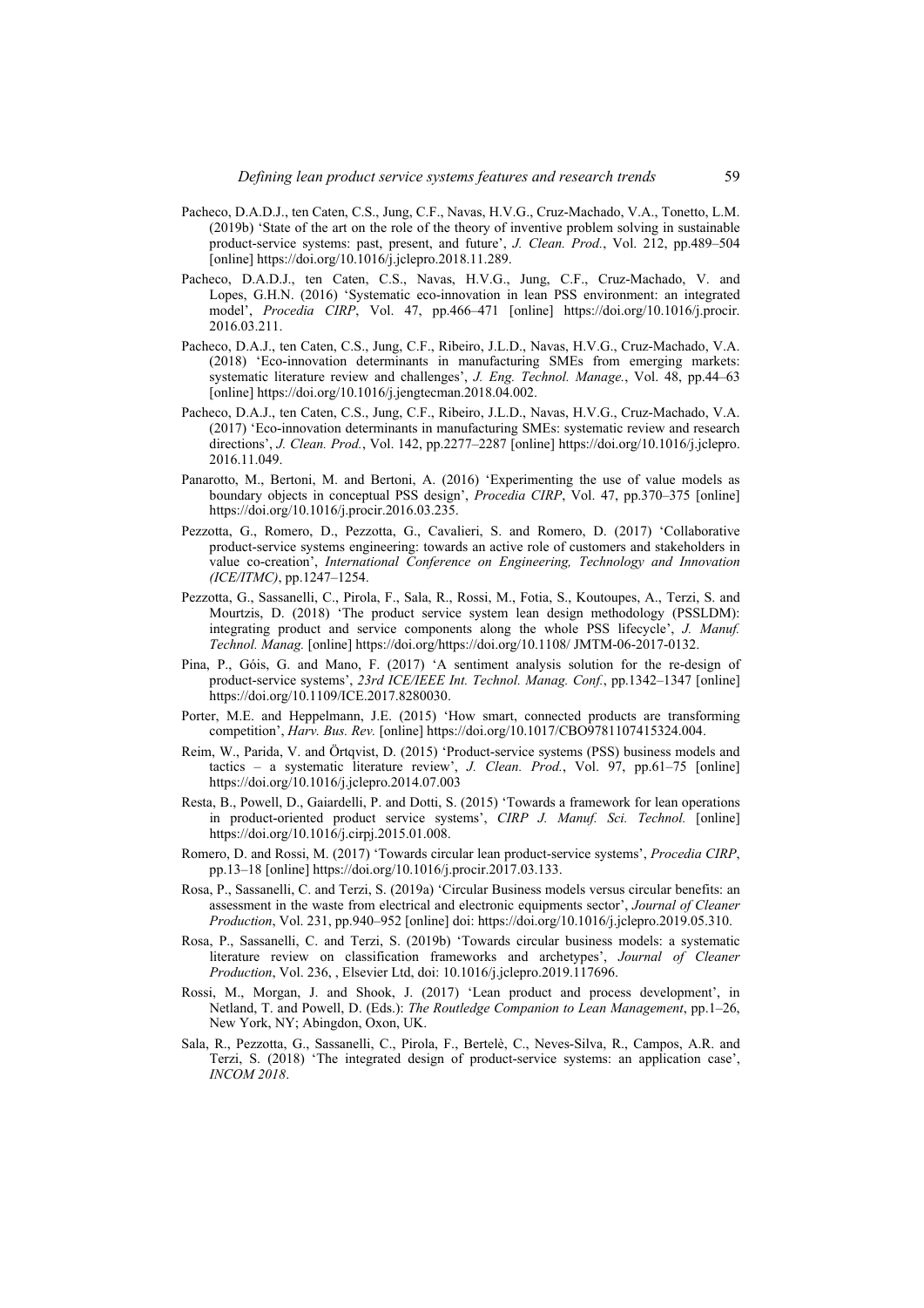Pacheco, D.A.D.J., ten Caten, C.S., Jung, C.F., Navas, H.V.G., Cruz-Machado, V.A., Tonetto, L.M. (2019b) 'State of the art on the role of the theory of inventive problem solving in sustainable product-service systems: past, present, and future', *J. Clean. Prod.*, Vol. 212, pp.489–504 [online] https://doi.org/10.1016/j.jclepro.2018.11.289.

Pacheco, D.A.D.J., ten Caten, C.S., Navas, H.V.G., Jung, C.F., Cruz-Machado, V. and Lopes, G.H.N. (2016) 'Systematic eco-innovation in lean PSS environment: an integrated model', *Procedia CIRP*, Vol. 47, pp.466–471 [online] https://doi.org/10.1016/j.procir.2016.03.211.

Pacheco, D.A.J., ten Caten, C.S., Jung, C.F., Ribeiro, J.L.D., Navas, H.V.G., Cruz-Machado, V.A. (2018) 'Eco-innovation determinants in manufacturing SMEs from emerging markets: systematic literature review and challenges', *J. Eng. Technol. Manage.*, Vol. 48, pp.44–63 [online] https://doi.org/10.1016/j.jengtecman.2018.04.002.

Pacheco, D.A.J., ten Caten, C.S., Jung, C.F., Ribeiro, J.L.D., Navas, H.V.G., Cruz-Machado, V.A. (2017) 'Eco-innovation determinants in manufacturing SMEs: systematic review and research directions', *J. Clean. Prod.*, Vol. 142, pp.2277–2287 [online] https://doi.org/10.1016/j.jclepro.2016.11.049.

Panarotto, M., Bertoni, M. and Bertoni, A. (2016) 'Experimenting the use of value models as boundary objects in conceptual PSS design', *Procedia CIRP*, Vol. 47, pp.370–375 [online] https://doi.org/10.1016/j.procir.2016.03.235.

Pezzotta, G., Romero, D., Pezzotta, G., Cavalieri, S. and Romero, D. (2017) 'Collaborative product-service systems engineering: towards an active role of customers and stakeholders in value co-creation', *International Conference on Engineering, Technology and Innovation (ICE/ITMC)*, pp.1247–1254.

Pezzotta, G., Sassanelli, C., Pirola, F., Sala, R., Rossi, M., Fotia, S., Koutoupes, A., Terzi, S. and Mourtzis, D. (2018) 'The product service system lean design methodology (PSSLDM): integrating product and service components along the whole PSS lifecycle', *J. Manuf. Technol. Manag.* [online] https://doi.org/https://doi.org/10.1108/ JMTM-06-2017-0132.

Pina, P., Góis, G. and Mano, F. (2017) 'A sentiment analysis solution for the re-design of product-service systems', *23rd ICE/IEEE Int. Technol. Manag. Conf.*, pp.1342–1347 [online] https://doi.org/10.1109/ICE.2017.8280030.

Porter, M.E. and Heppelmann, J.E. (2015) 'How smart, connected products are transforming competition', *Harv. Bus. Rev.* [online] https://doi.org/10.1017/CBO9781107415324.004.

Reim, W., Parida, V. and Örtqvist, D. (2015) 'Product-service systems (PSS) business models and tactics – a systematic literature review', *J. Clean. Prod.*, Vol. 97, pp.61–75 [online] https://doi.org/10.1016/j.jclepro.2014.07.003

Resta, B., Powell, D., Gaiardelli, P. and Dotti, S. (2015) 'Towards a framework for lean operations in product-oriented product service systems', *CIRP J. Manuf. Sci. Technol.* [online] https://doi.org/10.1016/j.cirpj.2015.01.008.

Romero, D. and Rossi, M. (2017) 'Towards circular lean product-service systems', *Procedia CIRP*, pp.13–18 [online] https://doi.org/10.1016/j.procir.2017.03.133.

Rosa, P., Sassanelli, C. and Terzi, S. (2019a) 'Circular Business models versus circular benefits: an assessment in the waste from electrical and electronic equipments sector', *Journal of Cleaner Production*, Vol. 231, pp.940–952 [online] doi: https://doi.org/10.1016/j.jclepro.2019.05.310.

Rosa, P., Sassanelli, C. and Terzi, S. (2019b) 'Towards circular business models: a systematic literature review on classification frameworks and archetypes', *Journal of Cleaner Production*, Vol. 236, , Elsevier Ltd, doi: 10.1016/j.jclepro.2019.117696.

Rossi, M., Morgan, J. and Shook, J. (2017) 'Lean product and process development', in Netland, T. and Powell, D. (Eds.): *The Routledge Companion to Lean Management*, pp.1–26, New York, NY; Abingdon, Oxon, UK.

Sala, R., Pezzotta, G., Sassanelli, C., Pirola, F., Bertelè, C., Neves-Silva, R., Campos, A.R. and Terzi, S. (2018) 'The integrated design of product-service systems: an application case', *INCOM 2018*.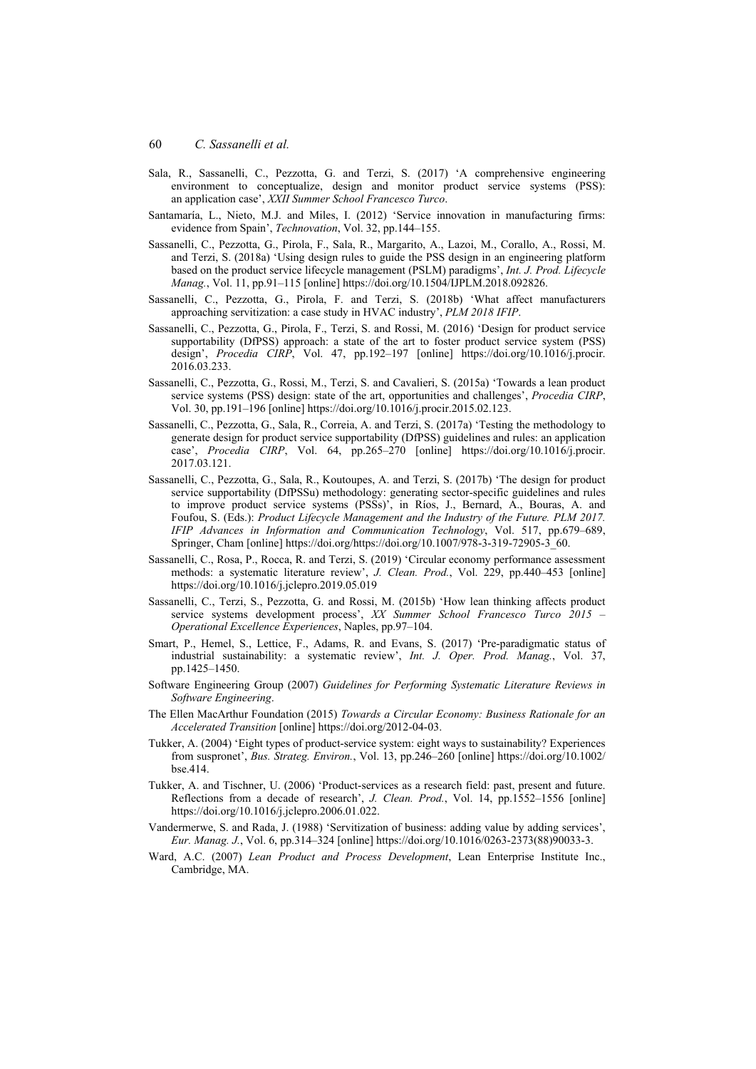Sala, R., Sassanelli, C., Pezzotta, G. and Terzi, S. (2017) 'A comprehensive engineering environment to conceptualize, design and monitor product service systems (PSS): an application case', *XXII Summer School Francesco Turco*.

Santamaría, L., Nieto, M.J. and Miles, I. (2012) 'Service innovation in manufacturing firms: evidence from Spain', *Technovation*, Vol. 32, pp.144–155.

Sassanelli, C., Pezzotta, G., Pirola, F., Sala, R., Margarito, A., Lazoi, M., Corallo, A., Rossi, M. and Terzi, S. (2018a) 'Using design rules to guide the PSS design in an engineering platform based on the product service lifecycle management (PSLM) paradigms', *Int. J. Prod. Lifecycle Manag.*, Vol. 11, pp.91–115 [online] https://doi.org/10.1504/IJPLM.2018.092826.

Sassanelli, C., Pezzotta, G., Pirola, F. and Terzi, S. (2018b) 'What affect manufacturers approaching servitization: a case study in HVAC industry', *PLM 2018 IFIP*.

Sassanelli, C., Pezzotta, G., Pirola, F., Terzi, S. and Rossi, M. (2016) 'Design for product service supportability (DfPSS) approach: a state of the art to foster product service system (PSS) design', *Procedia CIRP*, Vol. 47, pp.192–197 [online] https://doi.org/10.1016/j.procir.2016.03.233.

Sassanelli, C., Pezzotta, G., Rossi, M., Terzi, S. and Cavalieri, S. (2015a) 'Towards a lean product service systems (PSS) design: state of the art, opportunities and challenges', *Procedia CIRP*, Vol. 30, pp.191–196 [online] https://doi.org/10.1016/j.procir.2015.02.123.

Sassanelli, C., Pezzotta, G., Sala, R., Correia, A. and Terzi, S. (2017a) 'Testing the methodology to generate design for product service supportability (DfPSS) guidelines and rules: an application case', *Procedia CIRP*, Vol. 64, pp.265–270 [online] https://doi.org/10.1016/j.procir.2017.03.121.

Sassanelli, C., Pezzotta, G., Sala, R., Koutoupes, A. and Terzi, S. (2017b) 'The design for product service supportability (DfPSSu) methodology: generating sector-specific guidelines and rules to improve product service systems (PSSs)', in Ríos, J., Bernard, A., Bouras, A. and Foufou, S. (Eds.): *Product Lifecycle Management and the Industry of the Future. PLM 2017. IFIP Advances in Information and Communication Technology*, Vol. 517, pp.679–689, Springer, Cham [online] https://doi.org/https://doi.org/10.1007/978-3-319-72905-3_60.

Sassanelli, C., Rosa, P., Rocca, R. and Terzi, S. (2019) 'Circular economy performance assessment methods: a systematic literature review', *J. Clean. Prod.*, Vol. 229, pp.440–453 [online] https://doi.org/10.1016/j.jclepro.2019.05.019

Sassanelli, C., Terzi, S., Pezzotta, G. and Rossi, M. (2015b) 'How lean thinking affects product service systems development process', *XX Summer School Francesco Turco 2015 – Operational Excellence Experiences*, Naples, pp.97–104.

Smart, P., Hemel, S., Lettice, F., Adams, R. and Evans, S. (2017) 'Pre-paradigmatic status of industrial sustainability: a systematic review', *Int. J. Oper. Prod. Manag.*, Vol. 37, pp.1425–1450.

Software Engineering Group (2007) *Guidelines for Performing Systematic Literature Reviews in Software Engineering*.

The Ellen MacArthur Foundation (2015) *Towards a Circular Economy: Business Rationale for an Accelerated Transition* [online] https://doi.org/2012-04-03.

Tukker, A. (2004) 'Eight types of product-service system: eight ways to sustainability? Experiences from suspronet', *Bus. Strateg. Environ.*, Vol. 13, pp.246–260 [online] https://doi.org/10.1002/bse.414.

Tukker, A. and Tischner, U. (2006) 'Product-services as a research field: past, present and future. Reflections from a decade of research', *J. Clean. Prod.*, Vol. 14, pp.1552–1556 [online] https://doi.org/10.1016/j.jclepro.2006.01.022.

Vandermerwe, S. and Rada, J. (1988) 'Servitization of business: adding value by adding services', *Eur. Manag. J.*, Vol. 6, pp.314–324 [online] https://doi.org/10.1016/0263-2373(88)90033-3.

Ward, A.C. (2007) *Lean Product and Process Development*, Lean Enterprise Institute Inc., Cambridge, MA.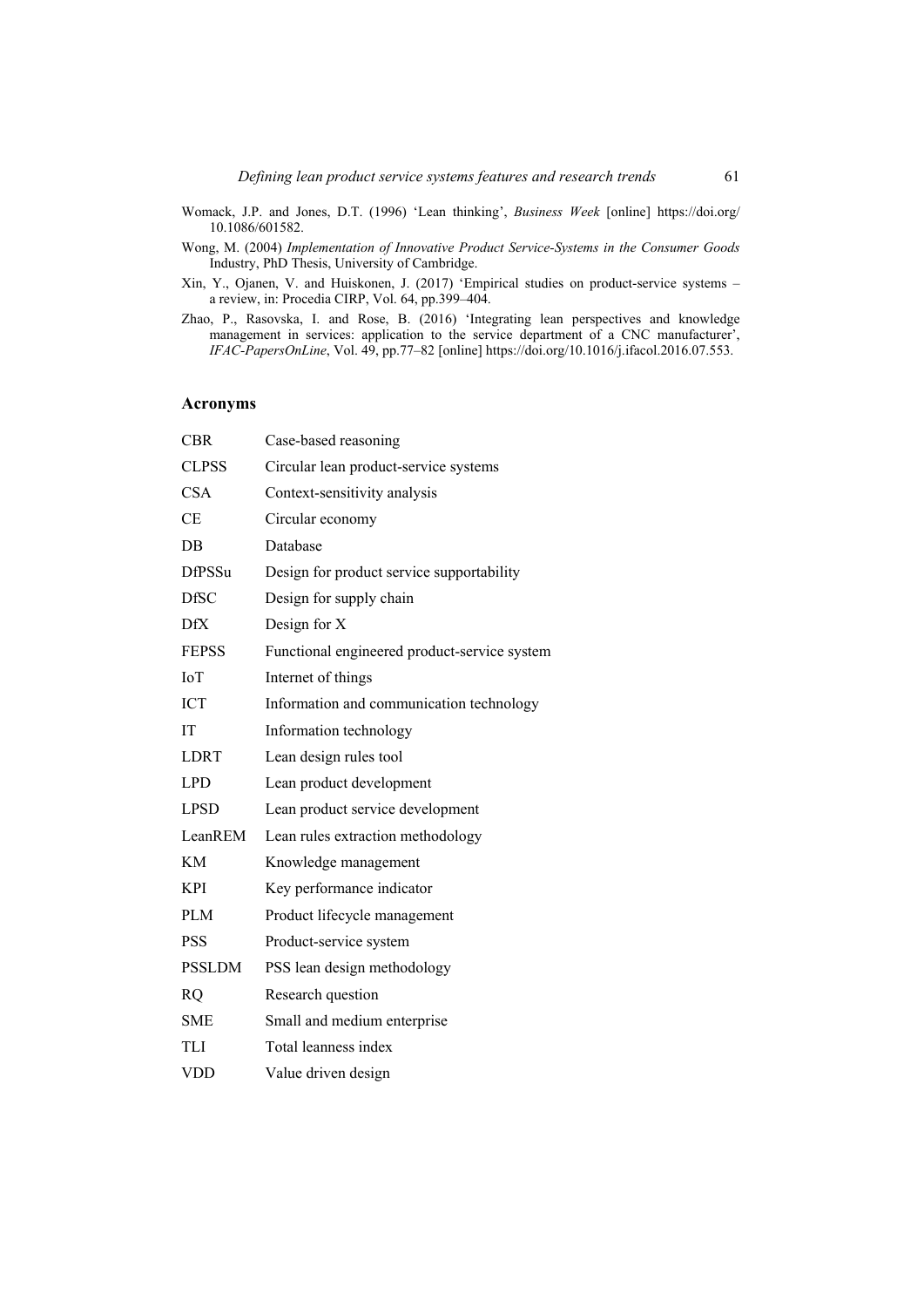Womack, J.P. and Jones, D.T. (1996) 'Lean thinking', *Business Week* [online] https://doi.org/10.1086/601582.

Wong, M. (2004) *Implementation of Innovative Product Service-Systems in the Consumer Goods* Industry, PhD Thesis, University of Cambridge.

Xin, Y., Ojanen, V. and Huiskonen, J. (2017) 'Empirical studies on product-service systems – a review, in: Procedia CIRP, Vol. 64, pp.399–404.

Zhao, P., Rasovska, I. and Rose, B. (2016) 'Integrating lean perspectives and knowledge management in services: application to the service department of a CNC manufacturer', *IFAC-PapersOnLine*, Vol. 49, pp.77–82 [online] https://doi.org/10.1016/j.ifacol.2016.07.553.

## Acronyms

| | |
|---|---|
| CBR | Case-based reasoning |
| CLPSS | Circular lean product-service systems |
| CSA | Context-sensitivity analysis |
| CE | Circular economy |
| DB | Database |
| DfPSSu | Design for product service supportability |
| DfSC | Design for supply chain |
| DfX | Design for X |
| FEPSS | Functional engineered product-service system |
| IoT | Internet of things |
| ICT | Information and communication technology |
| IT | Information technology |
| LDRT | Lean design rules tool |
| LPD | Lean product development |
| LPSD | Lean product service development |
| LeanREM | Lean rules extraction methodology |
| KM | Knowledge management |
| KPI | Key performance indicator |
| PLM | Product lifecycle management |
| PSS | Product-service system |
| PSSLDM | PSS lean design methodology |
| RQ | Research question |
| SME | Small and medium enterprise |
| TLI | Total leanness index |
| VDD | Value driven design |